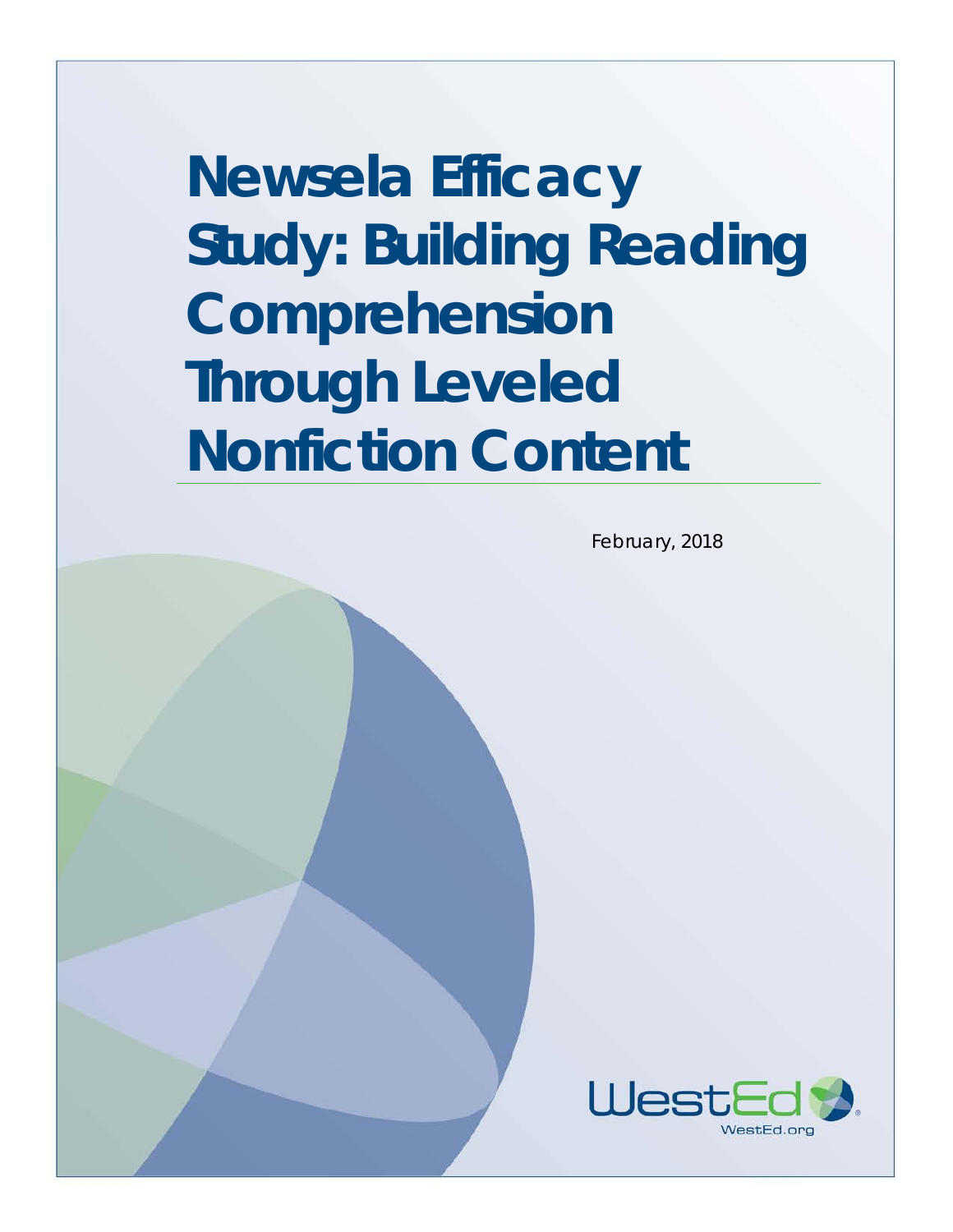# Newsela Efficacy Study: Building Reading Comprehension Through Leveled Nonfiction Content

February, 2018

WestEd

WestEd.org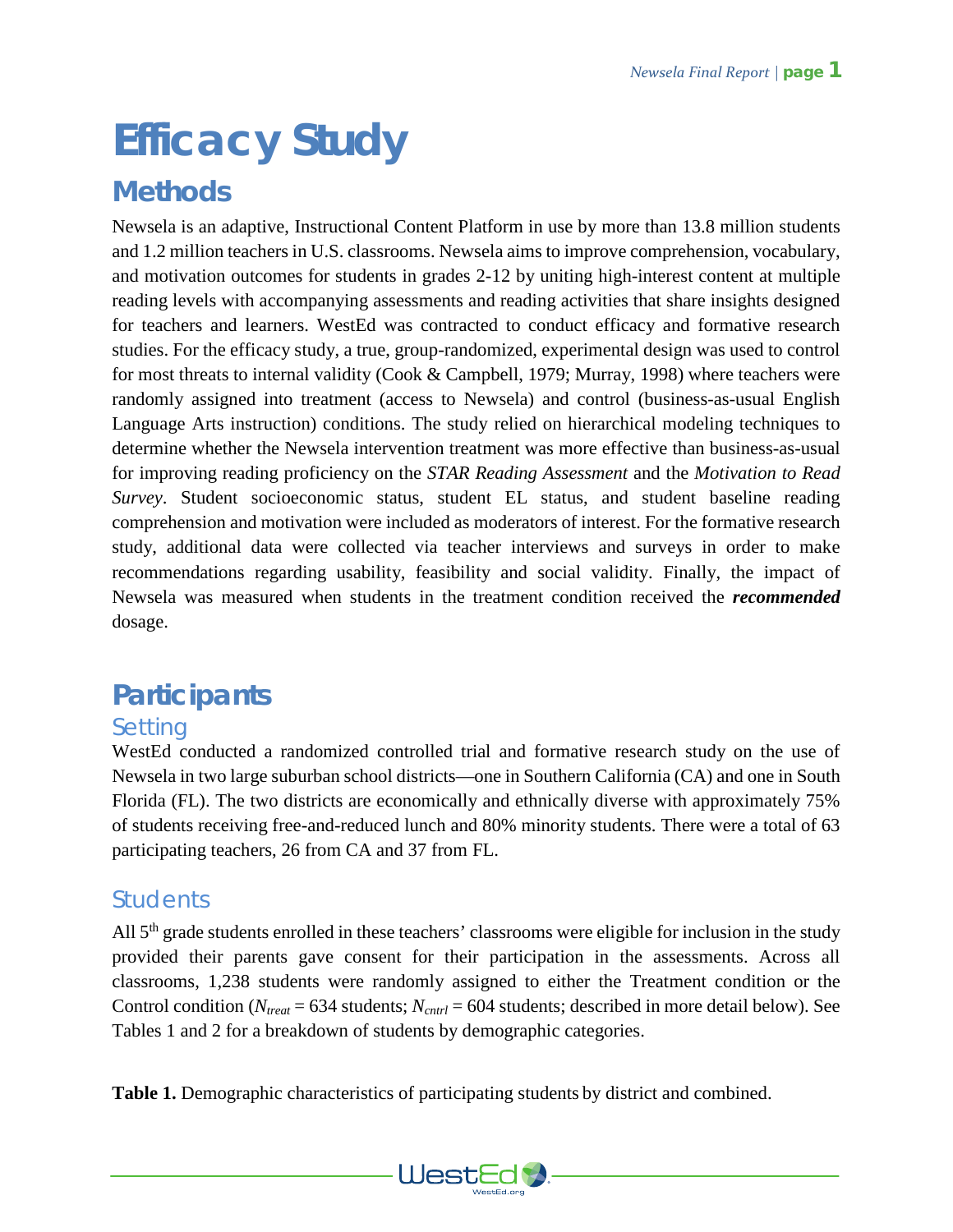# Efficacy Study

## Methods

Newsela is an adaptive, Instructional Content Platform in use by more than 13.8 million students and 1.2 million teachers in U.S. classrooms. Newsela aims to improve comprehension, vocabulary, and motivation outcomes for students in grades 2-12 by uniting high-interest content at multiple reading levels with accompanying assessments and reading activities that share insights designed for teachers and learners. WestEd was contracted to conduct efficacy and formative research studies. For the efficacy study, a true, group-randomized, experimental design was used to control for most threats to internal validity (Cook & Campbell, 1979; Murray, 1998) where teachers were randomly assigned into treatment (access to Newsela) and control (business-as-usual English Language Arts instruction) conditions. The study relied on hierarchical modeling techniques to determine whether the Newsela intervention treatment was more effective than business-as-usual for improving reading proficiency on the *STAR Reading Assessment* and the *Motivation to Read Survey*. Student socioeconomic status, student EL status, and student baseline reading comprehension and motivation were included as moderators of interest. For the formative research study, additional data were collected via teacher interviews and surveys in order to make recommendations regarding usability, feasibility and social validity. Finally, the impact of Newsela was measured when students in the treatment condition received the ***recommended*** dosage.

## Participants

### Setting

WestEd conducted a randomized controlled trial and formative research study on the use of Newsela in two large suburban school districts—one in Southern California (CA) and one in South Florida (FL). The two districts are economically and ethnically diverse with approximately 75% of students receiving free-and-reduced lunch and 80% minority students. There were a total of 63 participating teachers, 26 from CA and 37 from FL.

### Students

All 5th grade students enrolled in these teachers' classrooms were eligible for inclusion in the study provided their parents gave consent for their participation in the assessments. Across all classrooms, 1,238 students were randomly assigned to either the Treatment condition or the Control condition ($N_{treat}$ = 634 students; $N_{cntrl}$ = 604 students; described in more detail below). See Tables 1 and 2 for a breakdown of students by demographic categories.

**Table 1.** Demographic characteristics of participating students by district and combined.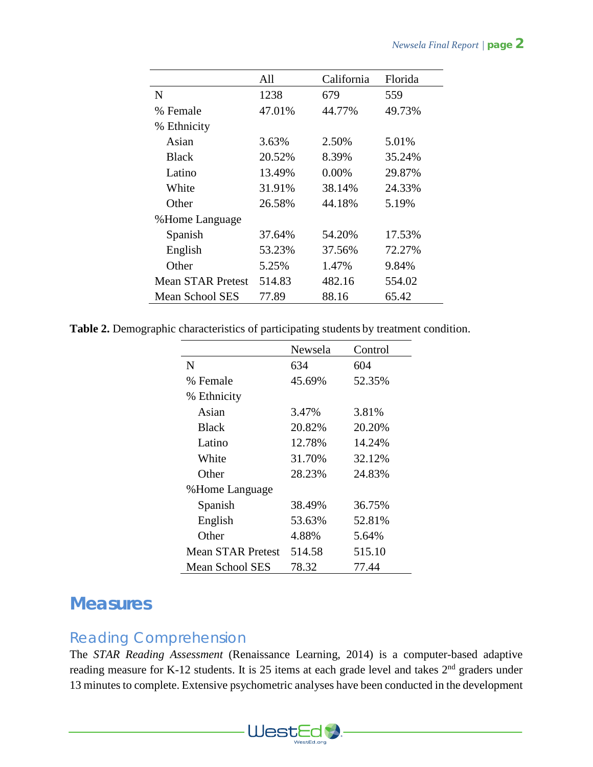| | All | California | Florida |
|---|---|---|---|
| N | 1238 | 679 | 559 |
| % Female | 47.01% | 44.77% | 49.73% |
| % Ethnicity | | | |
| Asian | 3.63% | 2.50% | 5.01% |
| Black | 20.52% | 8.39% | 35.24% |
| Latino | 13.49% | 0.00% | 29.87% |
| White | 31.91% | 38.14% | 24.33% |
| Other | 26.58% | 44.18% | 5.19% |
| %Home Language | | | |
| Spanish | 37.64% | 54.20% | 17.53% |
| English | 53.23% | 37.56% | 72.27% |
| Other | 5.25% | 1.47% | 9.84% |
| Mean STAR Pretest | 514.83 | 482.16 | 554.02 |
| Mean School SES | 77.89 | 88.16 | 65.42 |

**Table 2.** Demographic characteristics of participating students by treatment condition.

| | Newsela | Control |
|---|---|---|
| N | 634 | 604 |
| % Female | 45.69% | 52.35% |
| % Ethnicity | | |
| Asian | 3.47% | 3.81% |
| Black | 20.82% | 20.20% |
| Latino | 12.78% | 14.24% |
| White | 31.70% | 32.12% |
| Other | 28.23% | 24.83% |
| %Home Language | | |
| Spanish | 38.49% | 36.75% |
| English | 53.63% | 52.81% |
| Other | 4.88% | 5.64% |
| Mean STAR Pretest | 514.58 | 515.10 |
| Mean School SES | 78.32 | 77.44 |

# Measures

## Reading Comprehension

The *STAR Reading Assessment* (Renaissance Learning, 2014) is a computer-based adaptive reading measure for K-12 students. It is 25 items at each grade level and takes 2nd graders under 13 minutes to complete. Extensive psychometric analyses have been conducted in the development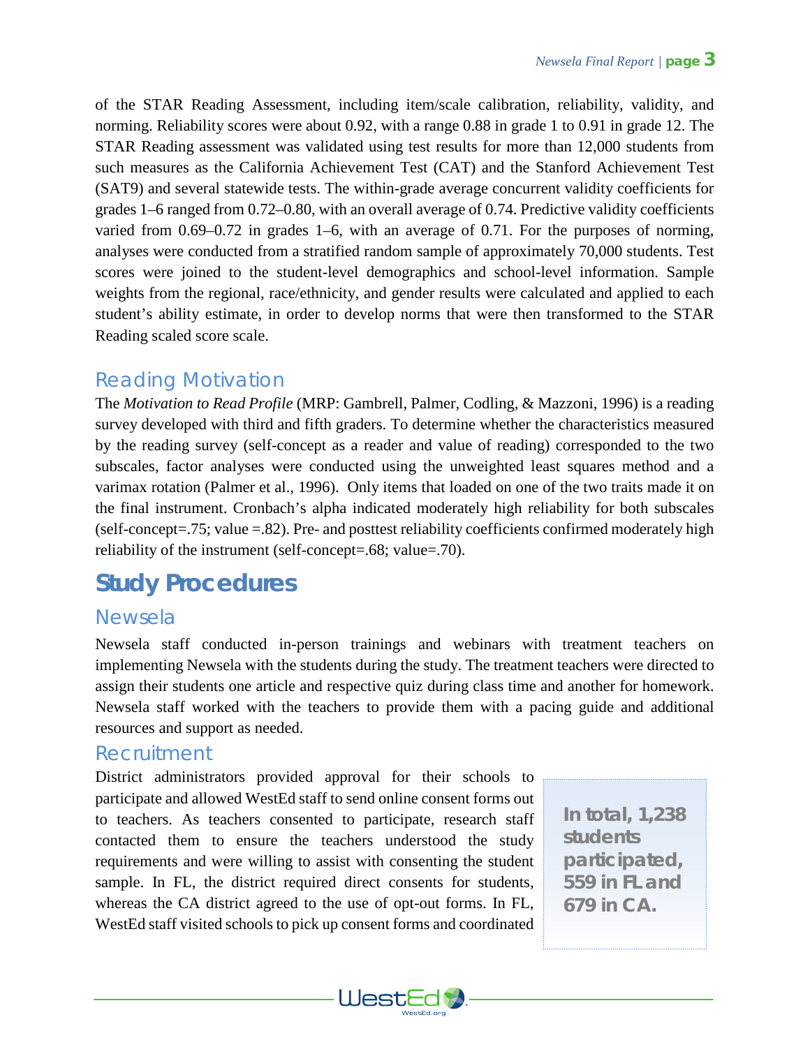of the STAR Reading Assessment, including item/scale calibration, reliability, validity, and norming. Reliability scores were about 0.92, with a range 0.88 in grade 1 to 0.91 in grade 12. The STAR Reading assessment was validated using test results for more than 12,000 students from such measures as the California Achievement Test (CAT) and the Stanford Achievement Test (SAT9) and several statewide tests. The within-grade average concurrent validity coefficients for grades 1–6 ranged from 0.72–0.80, with an overall average of 0.74. Predictive validity coefficients varied from 0.69–0.72 in grades 1–6, with an average of 0.71. For the purposes of norming, analyses were conducted from a stratified random sample of approximately 70,000 students. Test scores were joined to the student-level demographics and school-level information. Sample weights from the regional, race/ethnicity, and gender results were calculated and applied to each student's ability estimate, in order to develop norms that were then transformed to the STAR Reading scaled score scale.

### Reading Motivation

The *Motivation to Read Profile* (MRP: Gambrell, Palmer, Codling, & Mazzoni, 1996) is a reading survey developed with third and fifth graders. To determine whether the characteristics measured by the reading survey (self-concept as a reader and value of reading) corresponded to the two subscales, factor analyses were conducted using the unweighted least squares method and a varimax rotation (Palmer et al., 1996). Only items that loaded on one of the two traits made it on the final instrument. Cronbach's alpha indicated moderately high reliability for both subscales (self-concept=.75; value =.82). Pre- and posttest reliability coefficients confirmed moderately high reliability of the instrument (self-concept=.68; value=.70).

## Study Procedures

### Newsela

Newsela staff conducted in-person trainings and webinars with treatment teachers on implementing Newsela with the students during the study. The treatment teachers were directed to assign their students one article and respective quiz during class time and another for homework. Newsela staff worked with the teachers to provide them with a pacing guide and additional resources and support as needed.

### Recruitment

District administrators provided approval for their schools to participate and allowed WestEd staff to send online consent forms out to teachers. As teachers consented to participate, research staff contacted them to ensure the teachers understood the study requirements and were willing to assist with consenting the student sample. In FL, the district required direct consents for students, whereas the CA district agreed to the use of opt-out forms. In FL, WestEd staff visited schools to pick up consent forms and coordinated

**In total, 1,238 students participated, 559 in FL and 679 in CA.**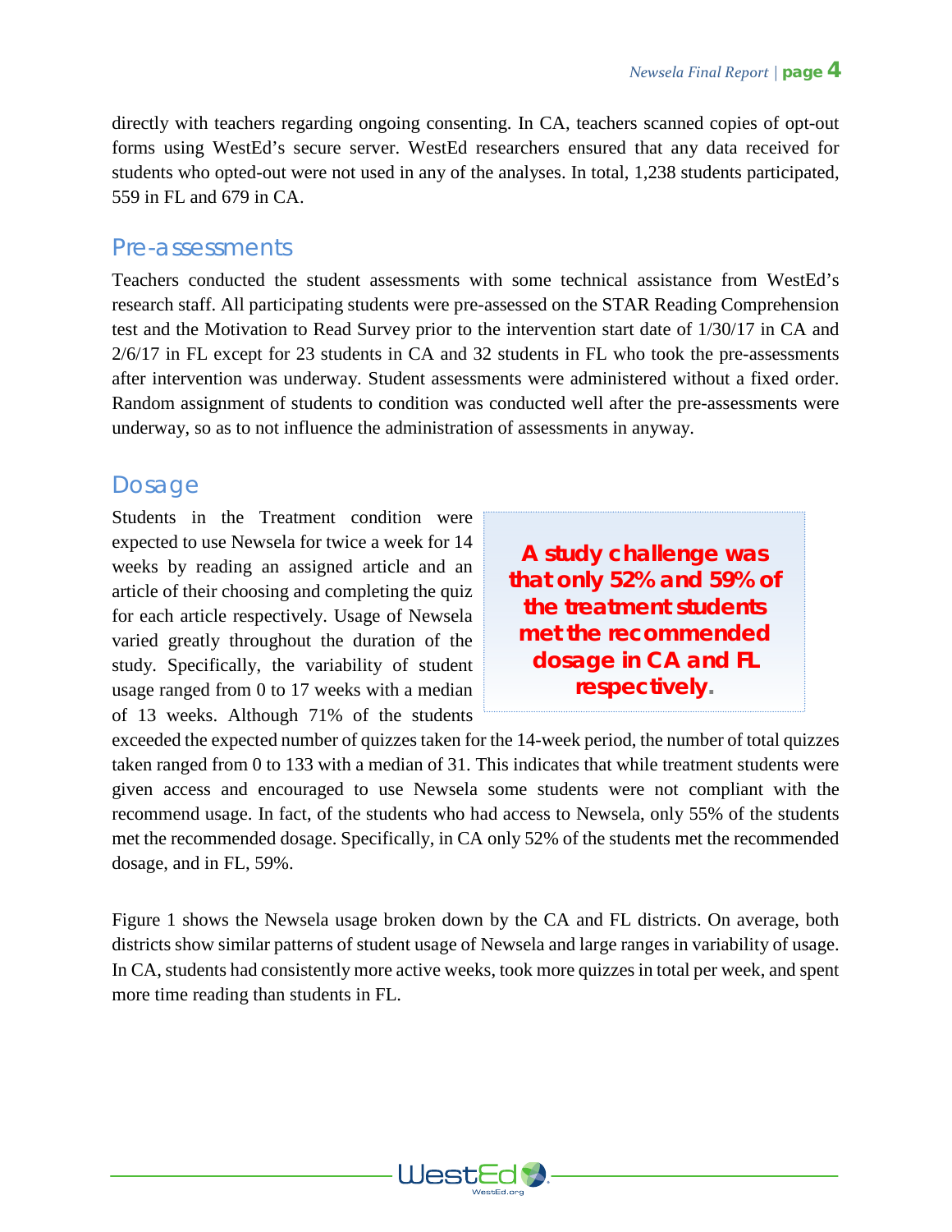directly with teachers regarding ongoing consenting. In CA, teachers scanned copies of opt-out forms using WestEd's secure server. WestEd researchers ensured that any data received for students who opted-out were not used in any of the analyses. In total, 1,238 students participated, 559 in FL and 679 in CA.

## Pre-assessments

Teachers conducted the student assessments with some technical assistance from WestEd's research staff. All participating students were pre-assessed on the STAR Reading Comprehension test and the Motivation to Read Survey prior to the intervention start date of 1/30/17 in CA and 2/6/17 in FL except for 23 students in CA and 32 students in FL who took the pre-assessments after intervention was underway. Student assessments were administered without a fixed order. Random assignment of students to condition was conducted well after the pre-assessments were underway, so as to not influence the administration of assessments in anyway.

## Dosage

> **A study challenge was that only 52% and 59% of the treatment students met the recommended dosage in CA and FL respectively.**

Students in the Treatment condition were expected to use Newsela for twice a week for 14 weeks by reading an assigned article and an article of their choosing and completing the quiz for each article respectively. Usage of Newsela varied greatly throughout the duration of the study. Specifically, the variability of student usage ranged from 0 to 17 weeks with a median of 13 weeks. Although 71% of the students exceeded the expected number of quizzes taken for the 14-week period, the number of total quizzes taken ranged from 0 to 133 with a median of 31. This indicates that while treatment students were given access and encouraged to use Newsela some students were not compliant with the recommend usage. In fact, of the students who had access to Newsela, only 55% of the students met the recommended dosage. Specifically, in CA only 52% of the students met the recommended dosage, and in FL, 59%.

Figure 1 shows the Newsela usage broken down by the CA and FL districts. On average, both districts show similar patterns of student usage of Newsela and large ranges in variability of usage. In CA, students had consistently more active weeks, took more quizzes in total per week, and spent more time reading than students in FL.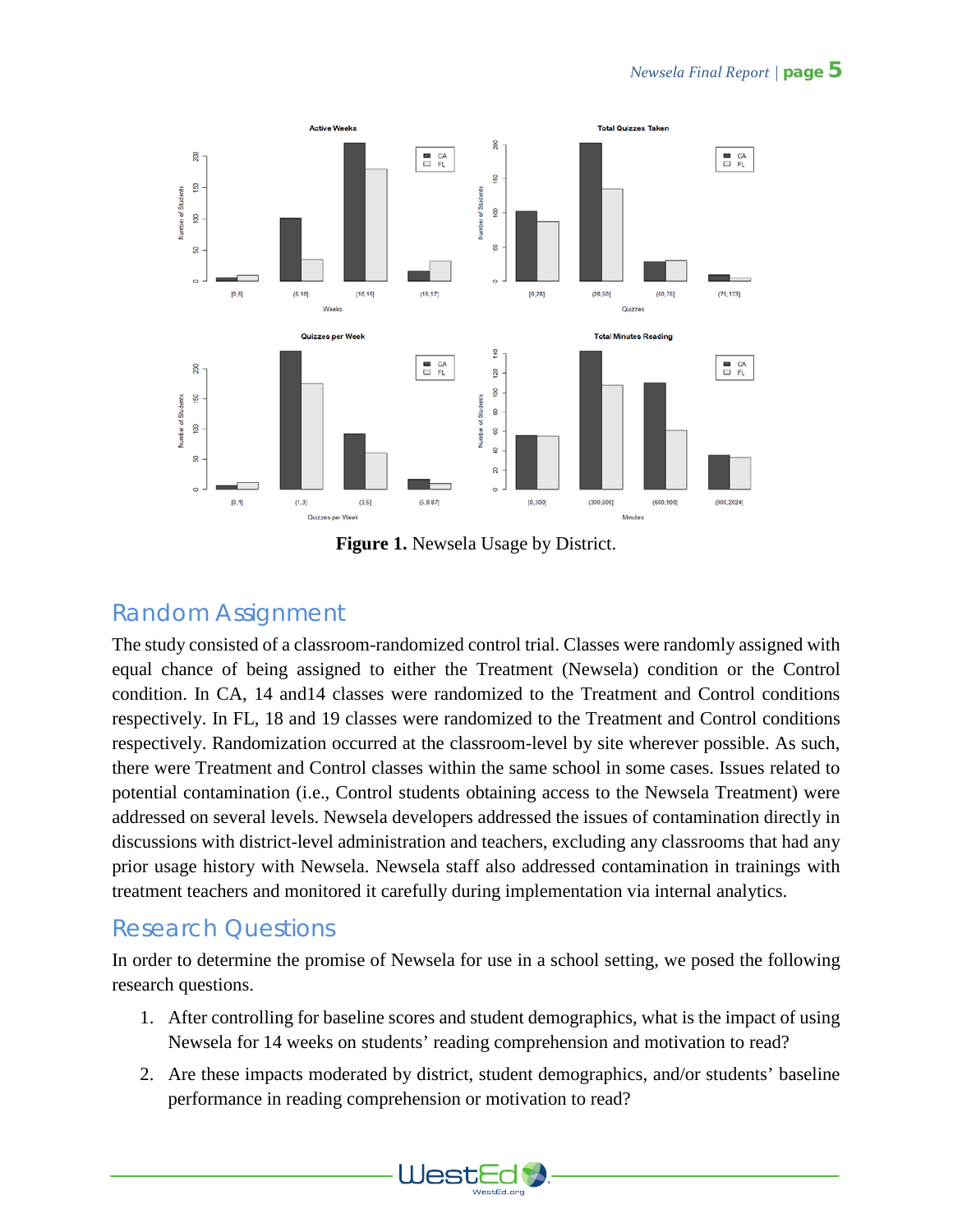**Figure 1.** Newsela Usage by District.

## Random Assignment

The study consisted of a classroom-randomized control trial. Classes were randomly assigned with equal chance of being assigned to either the Treatment (Newsela) condition or the Control condition. In CA, 14 and14 classes were randomized to the Treatment and Control conditions respectively. In FL, 18 and 19 classes were randomized to the Treatment and Control conditions respectively. Randomization occurred at the classroom-level by site wherever possible. As such, there were Treatment and Control classes within the same school in some cases. Issues related to potential contamination (i.e., Control students obtaining access to the Newsela Treatment) were addressed on several levels. Newsela developers addressed the issues of contamination directly in discussions with district-level administration and teachers, excluding any classrooms that had any prior usage history with Newsela. Newsela staff also addressed contamination in trainings with treatment teachers and monitored it carefully during implementation via internal analytics.

## Research Questions

In order to determine the promise of Newsela for use in a school setting, we posed the following research questions.

1. After controlling for baseline scores and student demographics, what is the impact of using Newsela for 14 weeks on students' reading comprehension and motivation to read?
2. Are these impacts moderated by district, student demographics, and/or students' baseline performance in reading comprehension or motivation to read?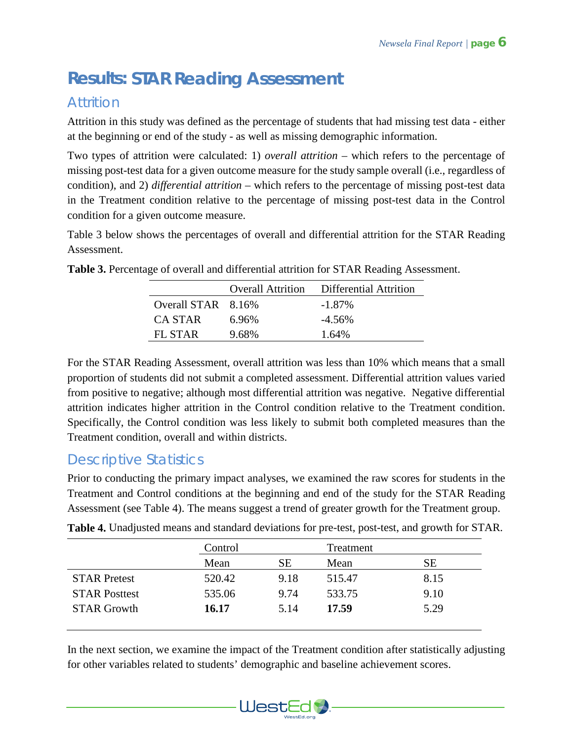# Results: STAR Reading Assessment

## Attrition

Attrition in this study was defined as the percentage of students that had missing test data - either at the beginning or end of the study - as well as missing demographic information.

Two types of attrition were calculated: 1) *overall attrition* – which refers to the percentage of missing post-test data for a given outcome measure for the study sample overall (i.e., regardless of condition), and 2) *differential attrition* – which refers to the percentage of missing post-test data in the Treatment condition relative to the percentage of missing post-test data in the Control condition for a given outcome measure.

Table 3 below shows the percentages of overall and differential attrition for the STAR Reading Assessment.

**Table 3.** Percentage of overall and differential attrition for STAR Reading Assessment.

| | Overall Attrition | Differential Attrition |
|---|---|---|
| Overall STAR | 8.16% | -1.87% |
| CA STAR | 6.96% | -4.56% |
| FL STAR | 9.68% | 1.64% |

For the STAR Reading Assessment, overall attrition was less than 10% which means that a small proportion of students did not submit a completed assessment. Differential attrition values varied from positive to negative; although most differential attrition was negative. Negative differential attrition indicates higher attrition in the Control condition relative to the Treatment condition. Specifically, the Control condition was less likely to submit both completed measures than the Treatment condition, overall and within districts.

## Descriptive Statistics

Prior to conducting the primary impact analyses, we examined the raw scores for students in the Treatment and Control conditions at the beginning and end of the study for the STAR Reading Assessment (see Table 4). The means suggest a trend of greater growth for the Treatment group.

**Table 4.** Unadjusted means and standard deviations for pre-test, post-test, and growth for STAR.

| | Control | | Treatment | |
|---|---|---|---|---|
| | Mean | SE | Mean | SE |
| STAR Pretest | 520.42 | 9.18 | 515.47 | 8.15 |
| STAR Posttest | 535.06 | 9.74 | 533.75 | 9.10 |
| STAR Growth | **16.17** | 5.14 | **17.59** | 5.29 |

In the next section, we examine the impact of the Treatment condition after statistically adjusting for other variables related to students' demographic and baseline achievement scores.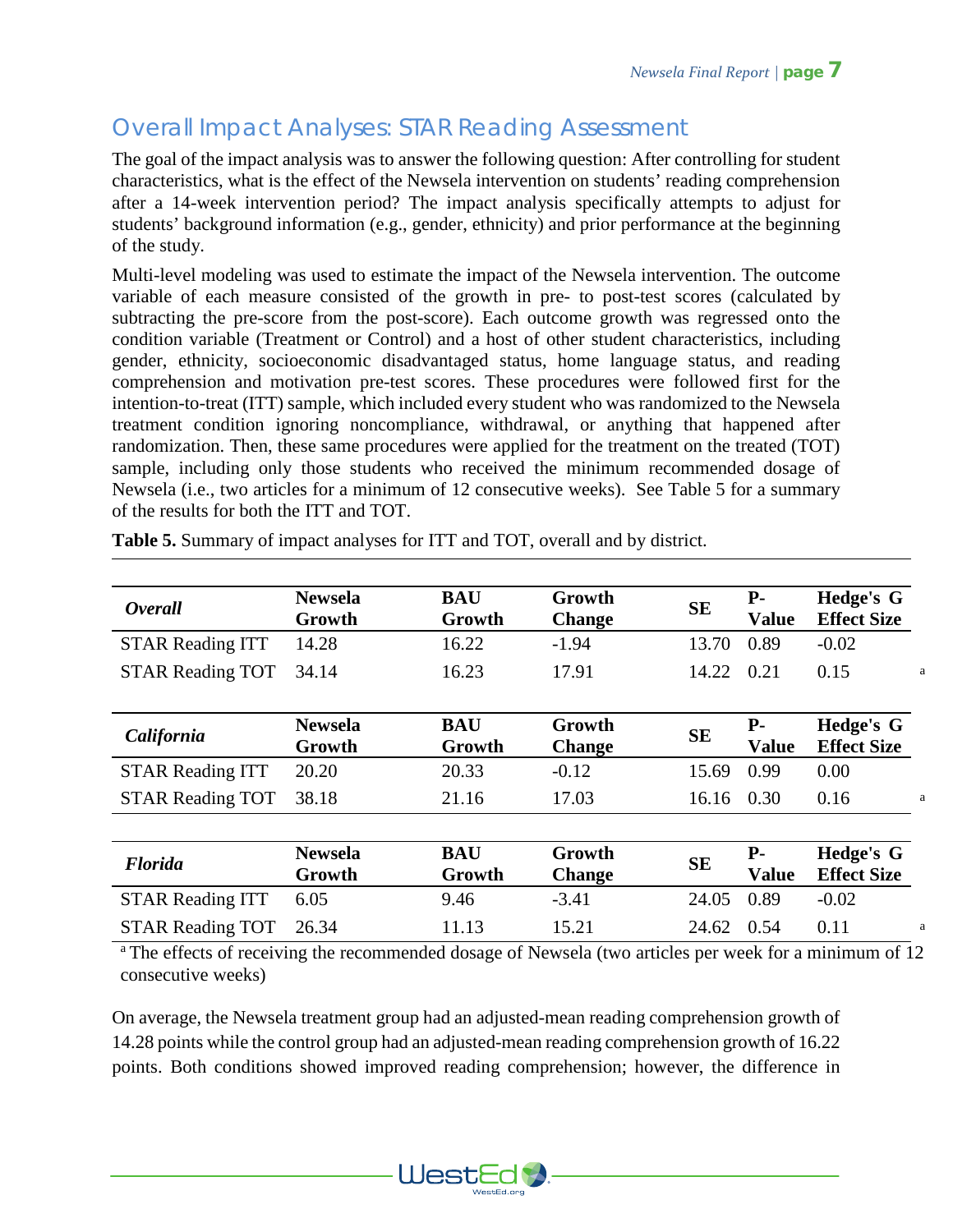## Overall Impact Analyses: STAR Reading Assessment

The goal of the impact analysis was to answer the following question: After controlling for student characteristics, what is the effect of the Newsela intervention on students' reading comprehension after a 14-week intervention period? The impact analysis specifically attempts to adjust for students' background information (e.g., gender, ethnicity) and prior performance at the beginning of the study.

Multi-level modeling was used to estimate the impact of the Newsela intervention. The outcome variable of each measure consisted of the growth in pre- to post-test scores (calculated by subtracting the pre-score from the post-score). Each outcome growth was regressed onto the condition variable (Treatment or Control) and a host of other student characteristics, including gender, ethnicity, socioeconomic disadvantaged status, home language status, and reading comprehension and motivation pre-test scores. These procedures were followed first for the intention-to-treat (ITT) sample, which included every student who was randomized to the Newsela treatment condition ignoring noncompliance, withdrawal, or anything that happened after randomization. Then, these same procedures were applied for the treatment on the treated (TOT) sample, including only those students who received the minimum recommended dosage of Newsela (i.e., two articles for a minimum of 12 consecutive weeks). See Table 5 for a summary of the results for both the ITT and TOT.

**Table 5.** Summary of impact analyses for ITT and TOT, overall and by district.

| ***Overall*** | **Newsela Growth** | **BAU Growth** | **Growth Change** | **SE** | **P-Value** | **Hedge's G Effect Size** |
|---|---|---|---|---|---|---|
| STAR Reading ITT | 14.28 | 16.22 | -1.94 | 13.70 | 0.89 | -0.02 |
| STAR Reading TOT | 34.14 | 16.23 | 17.91 | 14.22 | 0.21 | 0.15 [a] |
| ***California*** | **Newsela Growth** | **BAU Growth** | **Growth Change** | **SE** | **P-Value** | **Hedge's G Effect Size** |
| STAR Reading ITT | 20.20 | 20.33 | -0.12 | 15.69 | 0.99 | 0.00 |
| STAR Reading TOT | 38.18 | 21.16 | 17.03 | 16.16 | 0.30 | 0.16 [a] |
| ***Florida*** | **Newsela Growth** | **BAU Growth** | **Growth Change** | **SE** | **P-Value** | **Hedge's G Effect Size** |
| STAR Reading ITT | 6.05 | 9.46 | -3.41 | 24.05 | 0.89 | -0.02 |
| STAR Reading TOT | 26.34 | 11.13 | 15.21 | 24.62 | 0.54 | 0.11 [a] |

[a] The effects of receiving the recommended dosage of Newsela (two articles per week for a minimum of 12 consecutive weeks)

On average, the Newsela treatment group had an adjusted-mean reading comprehension growth of 14.28 points while the control group had an adjusted-mean reading comprehension growth of 16.22 points. Both conditions showed improved reading comprehension; however, the difference in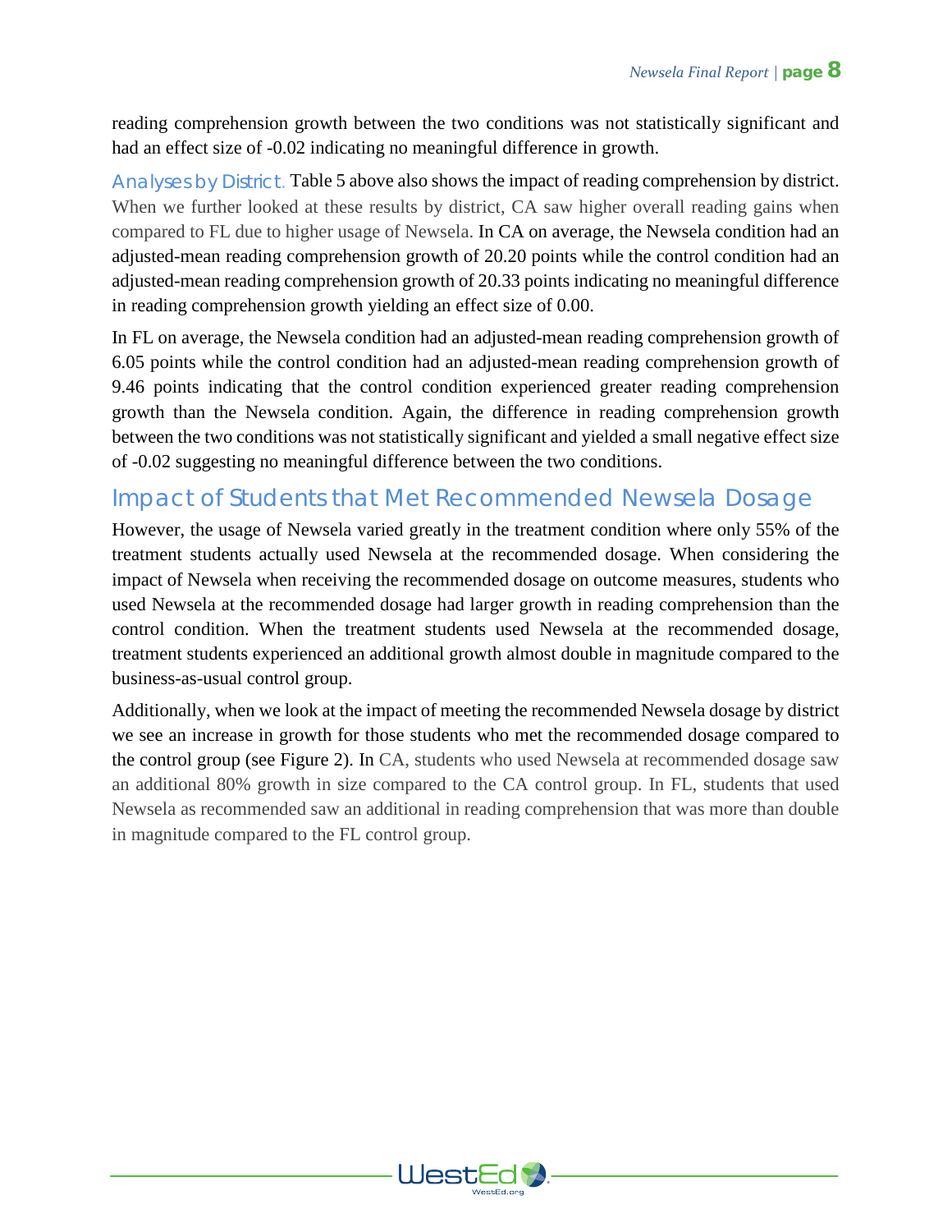reading comprehension growth between the two conditions was not statistically significant and had an effect size of -0.02 indicating no meaningful difference in growth.

Analyses by District. Table 5 above also shows the impact of reading comprehension by district. When we further looked at these results by district, CA saw higher overall reading gains when compared to FL due to higher usage of Newsela. In CA on average, the Newsela condition had an adjusted-mean reading comprehension growth of 20.20 points while the control condition had an adjusted-mean reading comprehension growth of 20.33 points indicating no meaningful difference in reading comprehension growth yielding an effect size of 0.00.

In FL on average, the Newsela condition had an adjusted-mean reading comprehension growth of 6.05 points while the control condition had an adjusted-mean reading comprehension growth of 9.46 points indicating that the control condition experienced greater reading comprehension growth than the Newsela condition. Again, the difference in reading comprehension growth between the two conditions was not statistically significant and yielded a small negative effect size of -0.02 suggesting no meaningful difference between the two conditions.

## Impact of Students that Met Recommended Newsela Dosage

However, the usage of Newsela varied greatly in the treatment condition where only 55% of the treatment students actually used Newsela at the recommended dosage. When considering the impact of Newsela when receiving the recommended dosage on outcome measures, students who used Newsela at the recommended dosage had larger growth in reading comprehension than the control condition. When the treatment students used Newsela at the recommended dosage, treatment students experienced an additional growth almost double in magnitude compared to the business-as-usual control group.

Additionally, when we look at the impact of meeting the recommended Newsela dosage by district we see an increase in growth for those students who met the recommended dosage compared to the control group (see Figure 2). In CA, students who used Newsela at recommended dosage saw an additional 80% growth in size compared to the CA control group. In FL, students that used Newsela as recommended saw an additional in reading comprehension that was more than double in magnitude compared to the FL control group.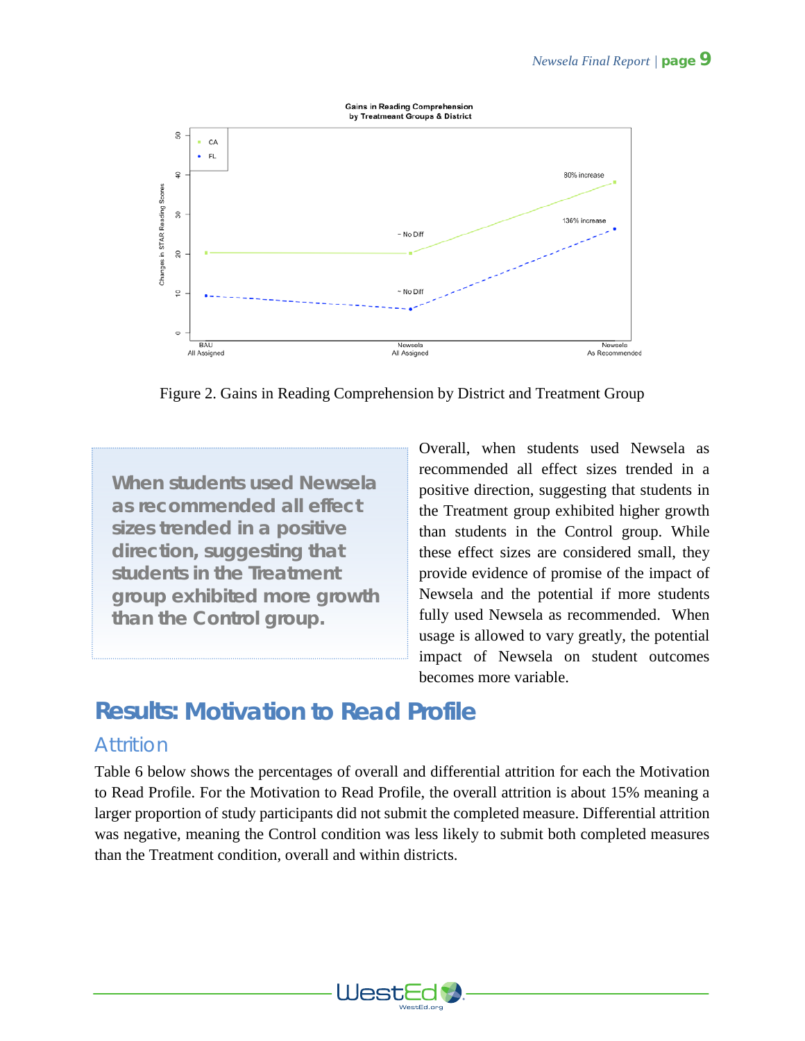Figure 2. Gains in Reading Comprehension by District and Treatment Group

> **When students used Newsela as recommended all effect sizes trended in a positive direction, suggesting that students in the Treatment group exhibited more growth than the Control group.**

Overall, when students used Newsela as recommended all effect sizes trended in a positive direction, suggesting that students in the Treatment group exhibited higher growth than students in the Control group. While these effect sizes are considered small, they provide evidence of promise of the impact of Newsela and the potential if more students fully used Newsela as recommended. When usage is allowed to vary greatly, the potential impact of Newsela on student outcomes becomes more variable.

## Results: Motivation to Read Profile

### Attrition

Table 6 below shows the percentages of overall and differential attrition for each the Motivation to Read Profile. For the Motivation to Read Profile, the overall attrition is about 15% meaning a larger proportion of study participants did not submit the completed measure. Differential attrition was negative, meaning the Control condition was less likely to submit both completed measures than the Treatment condition, overall and within districts.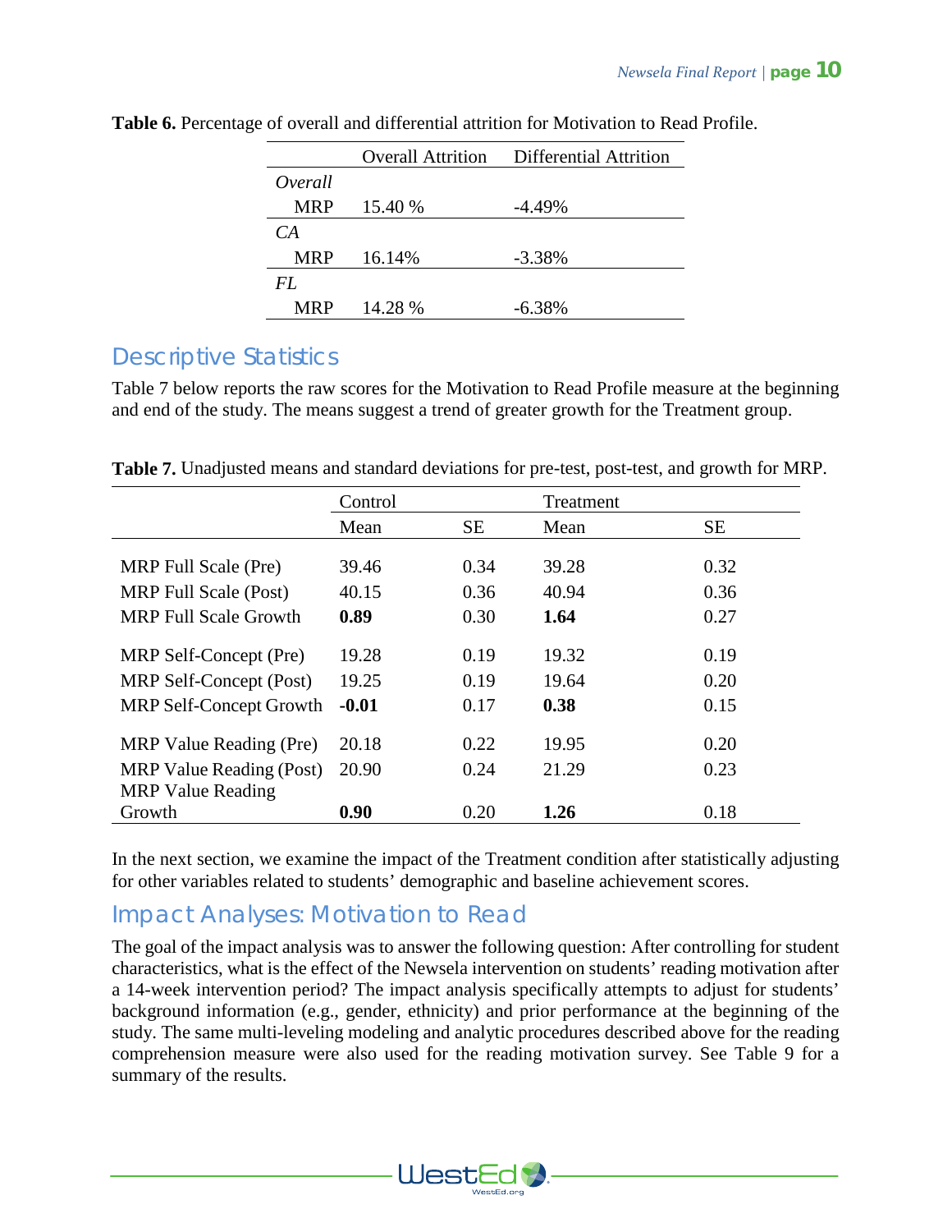**Table 6.** Percentage of overall and differential attrition for Motivation to Read Profile.

| | Overall Attrition | Differential Attrition |
|---|---|---|
| *Overall* | | |
| MRP | 15.40 % | -4.49% |
| *CA* | | |
| MRP | 16.14% | -3.38% |
| *FL* | | |
| MRP | 14.28 % | -6.38% |

## Descriptive Statistics

Table 7 below reports the raw scores for the Motivation to Read Profile measure at the beginning and end of the study. The means suggest a trend of greater growth for the Treatment group.

**Table 7.** Unadjusted means and standard deviations for pre-test, post-test, and growth for MRP.

| | Control | | Treatment | |
|---|---|---|---|---|
| | Mean | SE | Mean | SE |
| MRP Full Scale (Pre) | 39.46 | 0.34 | 39.28 | 0.32 |
| MRP Full Scale (Post) | 40.15 | 0.36 | 40.94 | 0.36 |
| MRP Full Scale Growth | **0.89** | 0.30 | **1.64** | 0.27 |
| MRP Self-Concept (Pre) | 19.28 | 0.19 | 19.32 | 0.19 |
| MRP Self-Concept (Post) | 19.25 | 0.19 | 19.64 | 0.20 |
| MRP Self-Concept Growth | **-0.01** | 0.17 | **0.38** | 0.15 |
| MRP Value Reading (Pre) | 20.18 | 0.22 | 19.95 | 0.20 |
| MRP Value Reading (Post) | 20.90 | 0.24 | 21.29 | 0.23 |
| MRP Value Reading Growth | **0.90** | 0.20 | **1.26** | 0.18 |

In the next section, we examine the impact of the Treatment condition after statistically adjusting for other variables related to students' demographic and baseline achievement scores.

## Impact Analyses: Motivation to Read

The goal of the impact analysis was to answer the following question: After controlling for student characteristics, what is the effect of the Newsela intervention on students' reading motivation after a 14-week intervention period? The impact analysis specifically attempts to adjust for students' background information (e.g., gender, ethnicity) and prior performance at the beginning of the study. The same multi-leveling modeling and analytic procedures described above for the reading comprehension measure were also used for the reading motivation survey. See Table 9 for a summary of the results.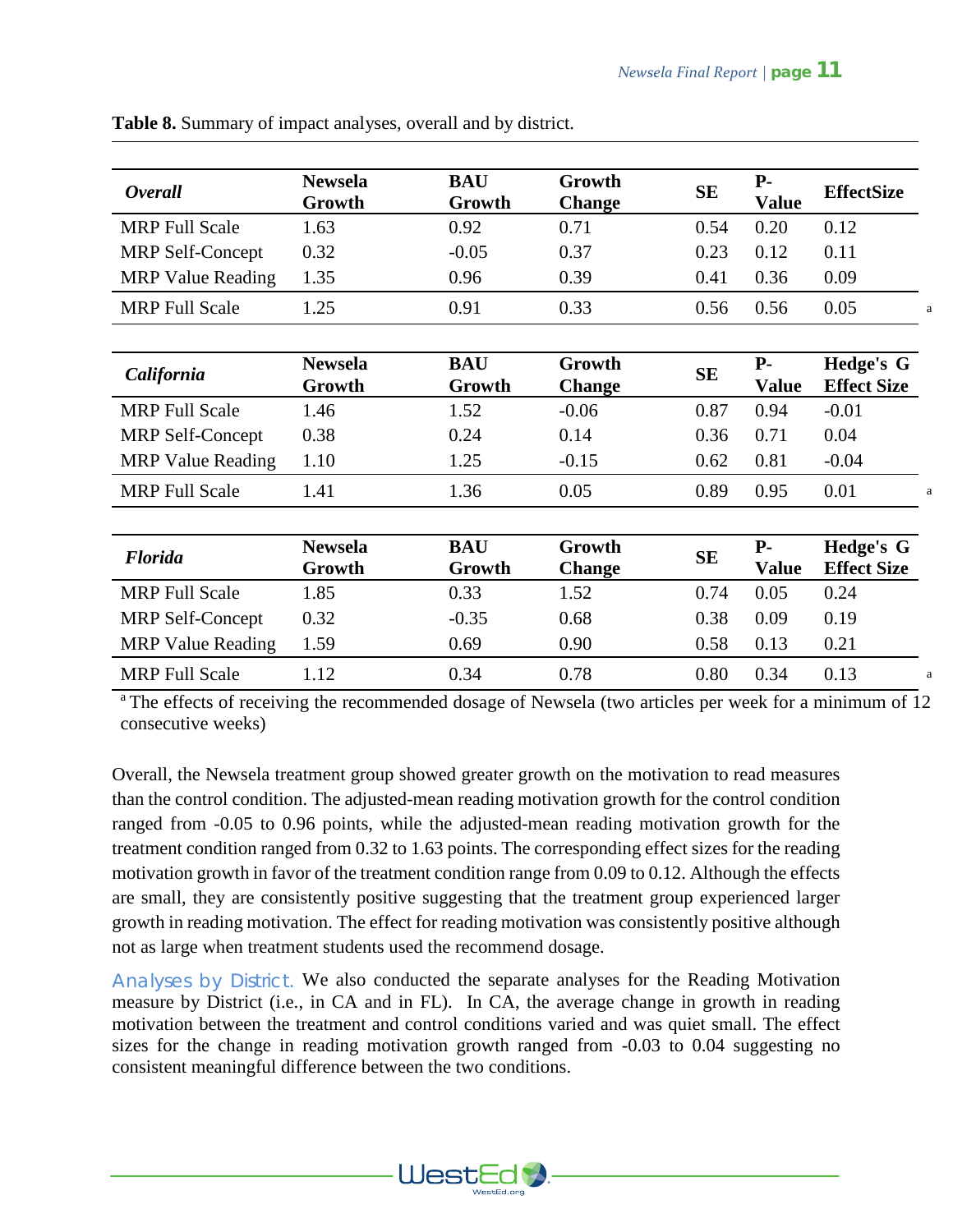**Table 8.** Summary of impact analyses, overall and by district.

| *Overall* | Newsela Growth | BAU Growth | Growth Change | SE | P-Value | EffectSize | |
|---|---|---|---|---|---|---|---|
| MRP Full Scale | 1.63 | 0.92 | 0.71 | 0.54 | 0.20 | 0.12 | |
| MRP Self-Concept | 0.32 | -0.05 | 0.37 | 0.23 | 0.12 | 0.11 | |
| MRP Value Reading | 1.35 | 0.96 | 0.39 | 0.41 | 0.36 | 0.09 | |
| MRP Full Scale | 1.25 | 0.91 | 0.33 | 0.56 | 0.56 | 0.05 | a |

| *California* | Newsela Growth | BAU Growth | Growth Change | SE | P-Value | Hedge's G Effect Size | |
|---|---|---|---|---|---|---|---|
| MRP Full Scale | 1.46 | 1.52 | -0.06 | 0.87 | 0.94 | -0.01 | |
| MRP Self-Concept | 0.38 | 0.24 | 0.14 | 0.36 | 0.71 | 0.04 | |
| MRP Value Reading | 1.10 | 1.25 | -0.15 | 0.62 | 0.81 | -0.04 | |
| MRP Full Scale | 1.41 | 1.36 | 0.05 | 0.89 | 0.95 | 0.01 | a |

| *Florida* | Newsela Growth | BAU Growth | Growth Change | SE | P-Value | Hedge's G Effect Size | |
|---|---|---|---|---|---|---|---|
| MRP Full Scale | 1.85 | 0.33 | 1.52 | 0.74 | 0.05 | 0.24 | |
| MRP Self-Concept | 0.32 | -0.35 | 0.68 | 0.38 | 0.09 | 0.19 | |
| MRP Value Reading | 1.59 | 0.69 | 0.90 | 0.58 | 0.13 | 0.21 | |
| MRP Full Scale | 1.12 | 0.34 | 0.78 | 0.80 | 0.34 | 0.13 | a |

[a] The effects of receiving the recommended dosage of Newsela (two articles per week for a minimum of 12 consecutive weeks)

Overall, the Newsela treatment group showed greater growth on the motivation to read measures than the control condition. The adjusted-mean reading motivation growth for the control condition ranged from -0.05 to 0.96 points, while the adjusted-mean reading motivation growth for the treatment condition ranged from 0.32 to 1.63 points. The corresponding effect sizes for the reading motivation growth in favor of the treatment condition range from 0.09 to 0.12. Although the effects are small, they are consistently positive suggesting that the treatment group experienced larger growth in reading motivation. The effect for reading motivation was consistently positive although not as large when treatment students used the recommend dosage.

Analyses by District. We also conducted the separate analyses for the Reading Motivation measure by District (i.e., in CA and in FL). In CA, the average change in growth in reading motivation between the treatment and control conditions varied and was quiet small. The effect sizes for the change in reading motivation growth ranged from -0.03 to 0.04 suggesting no consistent meaningful difference between the two conditions.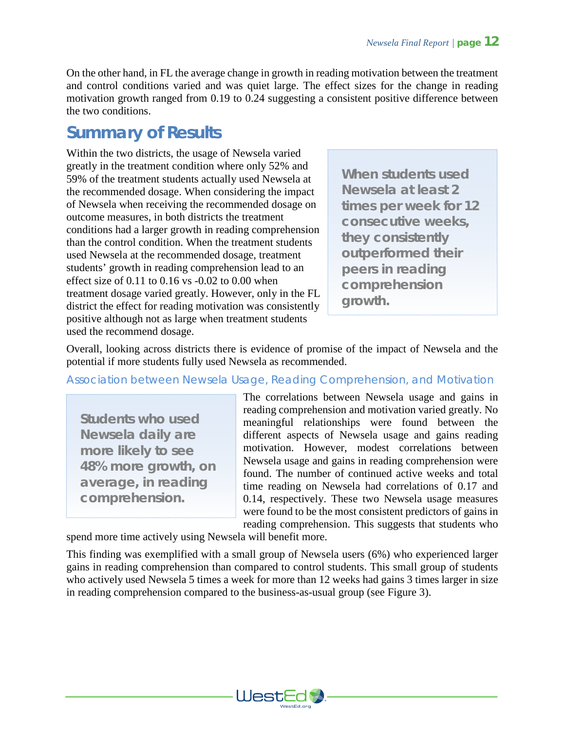On the other hand, in FL the average change in growth in reading motivation between the treatment and control conditions varied and was quiet large. The effect sizes for the change in reading motivation growth ranged from 0.19 to 0.24 suggesting a consistent positive difference between the two conditions.

## Summary of Results

Within the two districts, the usage of Newsela varied greatly in the treatment condition where only 52% and 59% of the treatment students actually used Newsela at the recommended dosage. When considering the impact of Newsela when receiving the recommended dosage on outcome measures, in both districts the treatment conditions had a larger growth in reading comprehension than the control condition. When the treatment students used Newsela at the recommended dosage, treatment students' growth in reading comprehension lead to an effect size of 0.11 to 0.16 vs -0.02 to 0.00 when treatment dosage varied greatly. However, only in the FL district the effect for reading motivation was consistently positive although not as large when treatment students used the recommend dosage.

> **When students used Newsela at least 2 times per week for 12 consecutive weeks, they consistently outperformed their peers in reading comprehension growth.**

Overall, looking across districts there is evidence of promise of the impact of Newsela and the potential if more students fully used Newsela as recommended.

### Association between Newsela Usage, Reading Comprehension, and Motivation

> **Students who used Newsela daily are more likely to see 48% more growth, on average, in reading comprehension.**

The correlations between Newsela usage and gains in reading comprehension and motivation varied greatly. No meaningful relationships were found between the different aspects of Newsela usage and gains reading motivation. However, modest correlations between Newsela usage and gains in reading comprehension were found. The number of continued active weeks and total time reading on Newsela had correlations of 0.17 and 0.14, respectively. These two Newsela usage measures were found to be the most consistent predictors of gains in reading comprehension. This suggests that students who spend more time actively using Newsela will benefit more.

This finding was exemplified with a small group of Newsela users (6%) who experienced larger gains in reading comprehension than compared to control students. This small group of students who actively used Newsela 5 times a week for more than 12 weeks had gains 3 times larger in size in reading comprehension compared to the business-as-usual group (see Figure 3).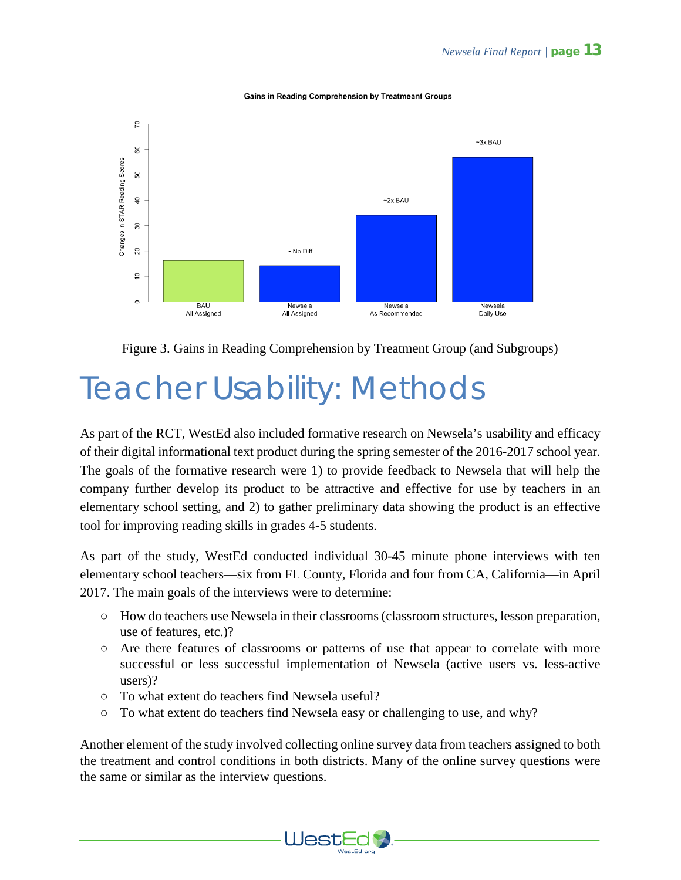Gains in Reading Comprehension by Treatmeant Groups

Figure 3. Gains in Reading Comprehension by Treatment Group (and Subgroups)

# Teacher Usability: Methods

As part of the RCT, WestEd also included formative research on Newsela's usability and efficacy of their digital informational text product during the spring semester of the 2016-2017 school year. The goals of the formative research were 1) to provide feedback to Newsela that will help the company further develop its product to be attractive and effective for use by teachers in an elementary school setting, and 2) to gather preliminary data showing the product is an effective tool for improving reading skills in grades 4-5 students.

As part of the study, WestEd conducted individual 30-45 minute phone interviews with ten elementary school teachers—six from FL County, Florida and four from CA, California—in April 2017. The main goals of the interviews were to determine:

- How do teachers use Newsela in their classrooms (classroom structures, lesson preparation, use of features, etc.)?
- Are there features of classrooms or patterns of use that appear to correlate with more successful or less successful implementation of Newsela (active users vs. less-active users)?
- To what extent do teachers find Newsela useful?
- To what extent do teachers find Newsela easy or challenging to use, and why?

Another element of the study involved collecting online survey data from teachers assigned to both the treatment and control conditions in both districts. Many of the online survey questions were the same or similar as the interview questions.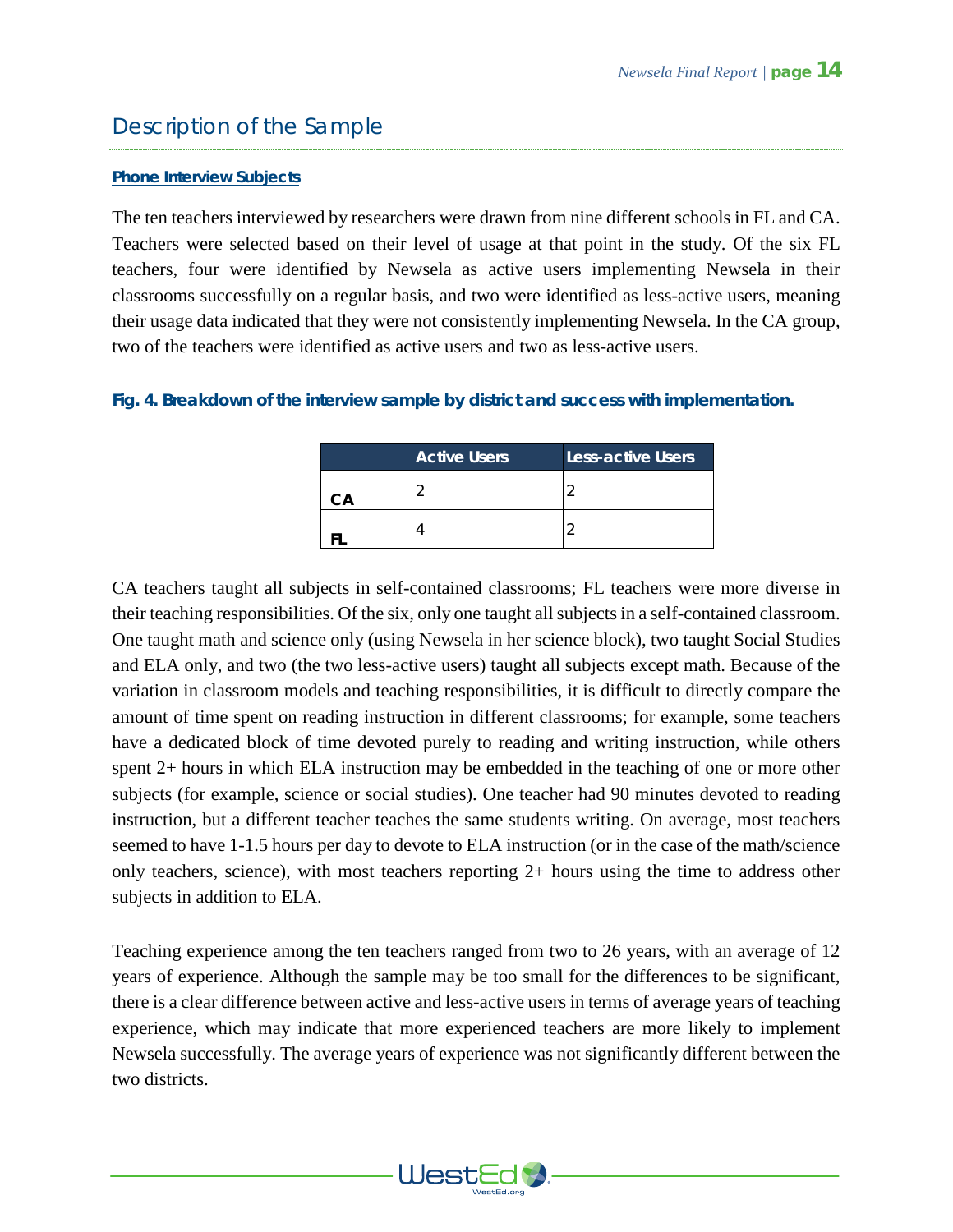## Description of the Sample

### Phone Interview Subjects

The ten teachers interviewed by researchers were drawn from nine different schools in FL and CA. Teachers were selected based on their level of usage at that point in the study. Of the six FL teachers, four were identified by Newsela as active users implementing Newsela in their classrooms successfully on a regular basis, and two were identified as less-active users, meaning their usage data indicated that they were not consistently implementing Newsela. In the CA group, two of the teachers were identified as active users and two as less-active users.

**Fig. 4. Breakdown of the interview sample by district and success with implementation.**

| | Active Users | Less-active Users |
|---|---|---|
| CA | 2 | 2 |
| FL | 4 | 2 |

CA teachers taught all subjects in self-contained classrooms; FL teachers were more diverse in their teaching responsibilities. Of the six, only one taught all subjects in a self-contained classroom. One taught math and science only (using Newsela in her science block), two taught Social Studies and ELA only, and two (the two less-active users) taught all subjects except math. Because of the variation in classroom models and teaching responsibilities, it is difficult to directly compare the amount of time spent on reading instruction in different classrooms; for example, some teachers have a dedicated block of time devoted purely to reading and writing instruction, while others spent 2+ hours in which ELA instruction may be embedded in the teaching of one or more other subjects (for example, science or social studies). One teacher had 90 minutes devoted to reading instruction, but a different teacher teaches the same students writing. On average, most teachers seemed to have 1-1.5 hours per day to devote to ELA instruction (or in the case of the math/science only teachers, science), with most teachers reporting 2+ hours using the time to address other subjects in addition to ELA.

Teaching experience among the ten teachers ranged from two to 26 years, with an average of 12 years of experience. Although the sample may be too small for the differences to be significant, there is a clear difference between active and less-active users in terms of average years of teaching experience, which may indicate that more experienced teachers are more likely to implement Newsela successfully. The average years of experience was not significantly different between the two districts.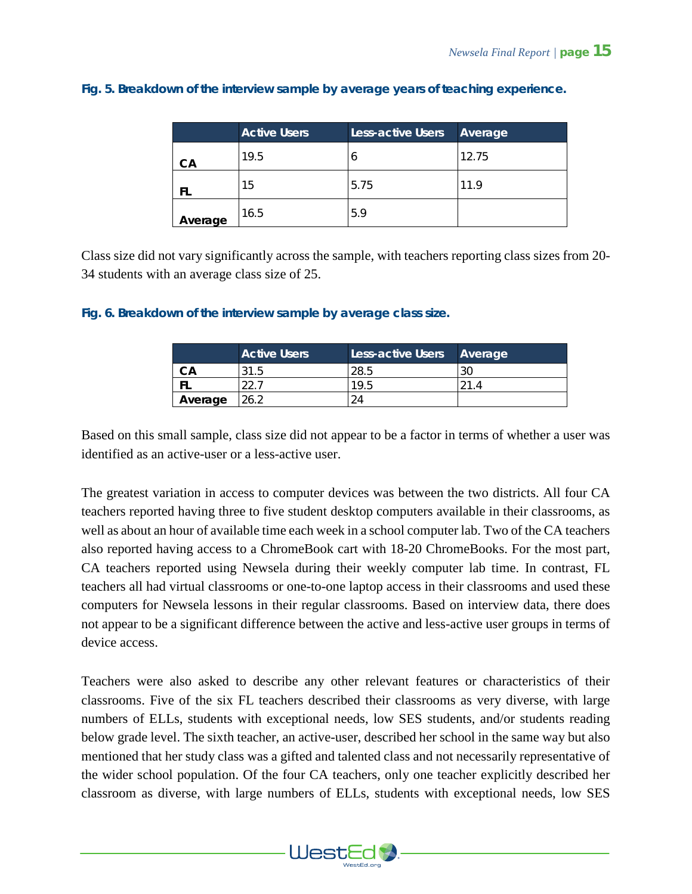**Fig. 5. Breakdown of the interview sample by average years of teaching experience.**

| | Active Users | Less-active Users | Average |
|---|---|---|---|
| **CA** | 19.5 | 6 | 12.75 |
| **FL** | 15 | 5.75 | 11.9 |
| **Average** | 16.5 | 5.9 | |

Class size did not vary significantly across the sample, with teachers reporting class sizes from 20-34 students with an average class size of 25.

**Fig. 6. Breakdown of the interview sample by average class size.**

| | Active Users | Less-active Users | Average |
|---|---|---|---|
| **CA** | 31.5 | 28.5 | 30 |
| **FL** | 22.7 | 19.5 | 21.4 |
| **Average** | 26.2 | 24 | |

Based on this small sample, class size did not appear to be a factor in terms of whether a user was identified as an active-user or a less-active user.

The greatest variation in access to computer devices was between the two districts. All four CA teachers reported having three to five student desktop computers available in their classrooms, as well as about an hour of available time each week in a school computer lab. Two of the CA teachers also reported having access to a ChromeBook cart with 18-20 ChromeBooks. For the most part, CA teachers reported using Newsela during their weekly computer lab time. In contrast, FL teachers all had virtual classrooms or one-to-one laptop access in their classrooms and used these computers for Newsela lessons in their regular classrooms. Based on interview data, there does not appear to be a significant difference between the active and less-active user groups in terms of device access.

Teachers were also asked to describe any other relevant features or characteristics of their classrooms. Five of the six FL teachers described their classrooms as very diverse, with large numbers of ELLs, students with exceptional needs, low SES students, and/or students reading below grade level. The sixth teacher, an active-user, described her school in the same way but also mentioned that her study class was a gifted and talented class and not necessarily representative of the wider school population. Of the four CA teachers, only one teacher explicitly described her classroom as diverse, with large numbers of ELLs, students with exceptional needs, low SES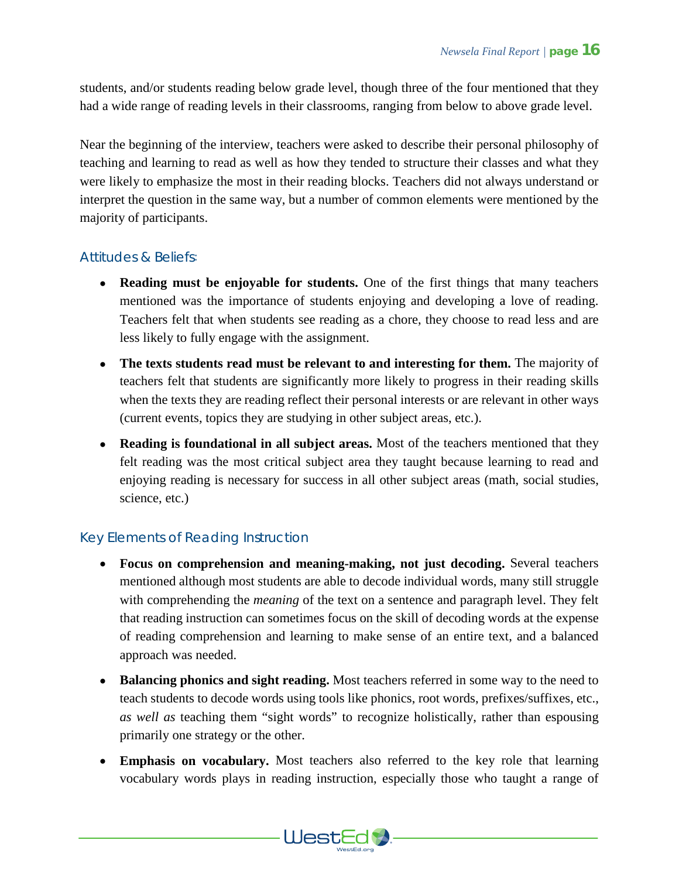students, and/or students reading below grade level, though three of the four mentioned that they had a wide range of reading levels in their classrooms, ranging from below to above grade level.

Near the beginning of the interview, teachers were asked to describe their personal philosophy of teaching and learning to read as well as how they tended to structure their classes and what they were likely to emphasize the most in their reading blocks. Teachers did not always understand or interpret the question in the same way, but a number of common elements were mentioned by the majority of participants.

### Attitudes & Beliefs:

- **Reading must be enjoyable for students.** One of the first things that many teachers mentioned was the importance of students enjoying and developing a love of reading. Teachers felt that when students see reading as a chore, they choose to read less and are less likely to fully engage with the assignment.
- **The texts students read must be relevant to and interesting for them.** The majority of teachers felt that students are significantly more likely to progress in their reading skills when the texts they are reading reflect their personal interests or are relevant in other ways (current events, topics they are studying in other subject areas, etc.).
- **Reading is foundational in all subject areas.** Most of the teachers mentioned that they felt reading was the most critical subject area they taught because learning to read and enjoying reading is necessary for success in all other subject areas (math, social studies, science, etc.)

### Key Elements of Reading Instruction

- **Focus on comprehension and meaning-making, not just decoding.** Several teachers mentioned although most students are able to decode individual words, many still struggle with comprehending the *meaning* of the text on a sentence and paragraph level. They felt that reading instruction can sometimes focus on the skill of decoding words at the expense of reading comprehension and learning to make sense of an entire text, and a balanced approach was needed.
- **Balancing phonics and sight reading.** Most teachers referred in some way to the need to teach students to decode words using tools like phonics, root words, prefixes/suffixes, etc., *as well as* teaching them "sight words" to recognize holistically, rather than espousing primarily one strategy or the other.
- **Emphasis on vocabulary.** Most teachers also referred to the key role that learning vocabulary words plays in reading instruction, especially those who taught a range of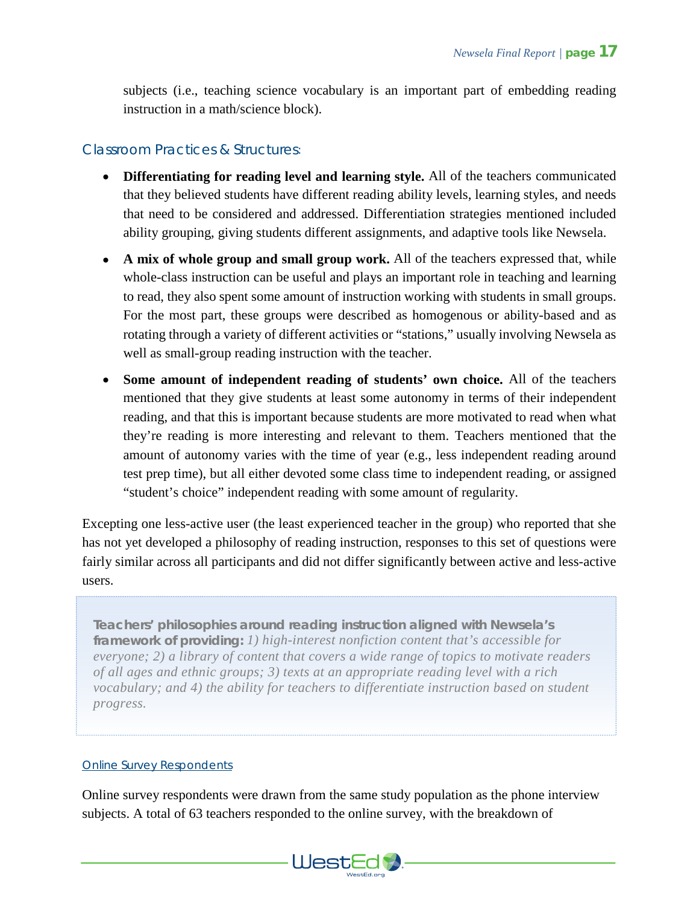subjects (i.e., teaching science vocabulary is an important part of embedding reading instruction in a math/science block).

### Classroom Practices & Structures:

- **Differentiating for reading level and learning style.** All of the teachers communicated that they believed students have different reading ability levels, learning styles, and needs that need to be considered and addressed. Differentiation strategies mentioned included ability grouping, giving students different assignments, and adaptive tools like Newsela.
- **A mix of whole group and small group work.** All of the teachers expressed that, while whole-class instruction can be useful and plays an important role in teaching and learning to read, they also spent some amount of instruction working with students in small groups. For the most part, these groups were described as homogenous or ability-based and as rotating through a variety of different activities or "stations," usually involving Newsela as well as small-group reading instruction with the teacher.
- **Some amount of independent reading of students' own choice.** All of the teachers mentioned that they give students at least some autonomy in terms of their independent reading, and that this is important because students are more motivated to read when what they're reading is more interesting and relevant to them. Teachers mentioned that the amount of autonomy varies with the time of year (e.g., less independent reading around test prep time), but all either devoted some class time to independent reading, or assigned "student's choice" independent reading with some amount of regularity.

Excepting one less-active user (the least experienced teacher in the group) who reported that she has not yet developed a philosophy of reading instruction, responses to this set of questions were fairly similar across all participants and did not differ significantly between active and less-active users.

> **Teachers' philosophies around reading instruction aligned with Newsela's framework of providing:** *1) high-interest nonfiction content that's accessible for everyone; 2) a library of content that covers a wide range of topics to motivate readers of all ages and ethnic groups; 3) texts at an appropriate reading level with a rich vocabulary; and 4) the ability for teachers to differentiate instruction based on student progress.*

#### Online Survey Respondents

Online survey respondents were drawn from the same study population as the phone interview subjects. A total of 63 teachers responded to the online survey, with the breakdown of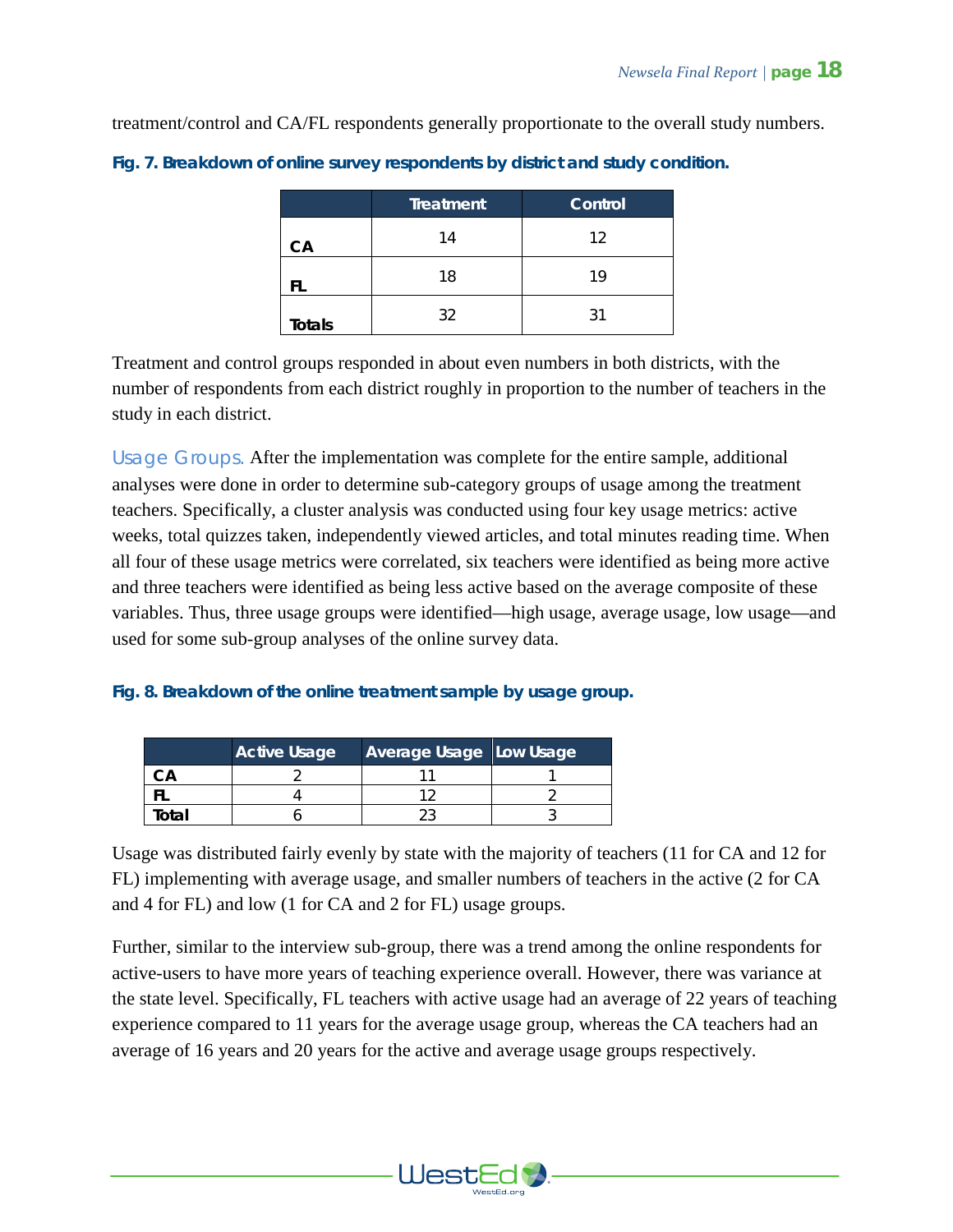treatment/control and CA/FL respondents generally proportionate to the overall study numbers.

**Fig. 7. Breakdown of online survey respondents by district and study condition.**

| | Treatment | Control |
|---|---|---|
| CA | 14 | 12 |
| FL | 18 | 19 |
| Totals | 32 | 31 |

Treatment and control groups responded in about even numbers in both districts, with the number of respondents from each district roughly in proportion to the number of teachers in the study in each district.

Usage Groups. After the implementation was complete for the entire sample, additional analyses were done in order to determine sub-category groups of usage among the treatment teachers. Specifically, a cluster analysis was conducted using four key usage metrics: active weeks, total quizzes taken, independently viewed articles, and total minutes reading time. When all four of these usage metrics were correlated, six teachers were identified as being more active and three teachers were identified as being less active based on the average composite of these variables. Thus, three usage groups were identified—high usage, average usage, low usage—and used for some sub-group analyses of the online survey data.

**Fig. 8. Breakdown of the online treatment sample by usage group.**

| | Active Usage | Average Usage | Low Usage |
|---|---|---|---|
| CA | 2 | 11 | 1 |
| FL | 4 | 12 | 2 |
| Total | 6 | 23 | 3 |

Usage was distributed fairly evenly by state with the majority of teachers (11 for CA and 12 for FL) implementing with average usage, and smaller numbers of teachers in the active (2 for CA and 4 for FL) and low (1 for CA and 2 for FL) usage groups.

Further, similar to the interview sub-group, there was a trend among the online respondents for active-users to have more years of teaching experience overall. However, there was variance at the state level. Specifically, FL teachers with active usage had an average of 22 years of teaching experience compared to 11 years for the average usage group, whereas the CA teachers had an average of 16 years and 20 years for the active and average usage groups respectively.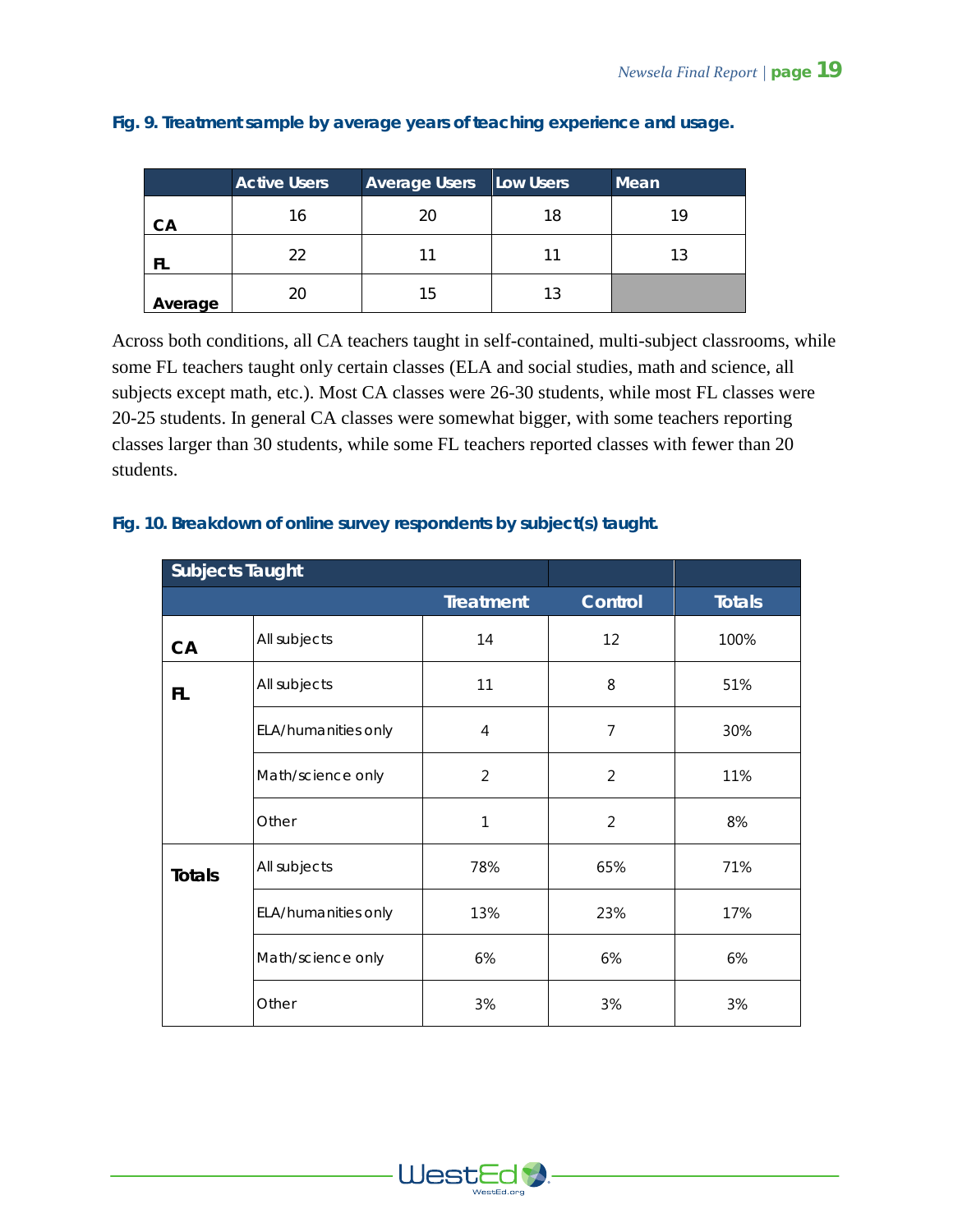**Fig. 9. Treatment sample by average years of teaching experience and usage.**

| | Active Users | Average Users | Low Users | Mean |
|---|---|---|---|---|
| **CA** | 16 | 20 | 18 | 19 |
| **FL** | 22 | 11 | 11 | 13 |
| **Average** | 20 | 15 | 13 | |

Across both conditions, all CA teachers taught in self-contained, multi-subject classrooms, while some FL teachers taught only certain classes (ELA and social studies, math and science, all subjects except math, etc.). Most CA classes were 26-30 students, while most FL classes were 20-25 students. In general CA classes were somewhat bigger, with some teachers reporting classes larger than 30 students, while some FL teachers reported classes with fewer than 20 students.

**Fig. 10. Breakdown of online survey respondents by subject(s) taught.**

| Subjects Taught | | | | |
|---|---|---|---|---|
| | | Treatment | Control | Totals |
| **CA** | All subjects | 14 | 12 | 100% |
| **FL** | All subjects | 11 | 8 | 51% |
| | ELA/humanities only | 4 | 7 | 30% |
| | Math/science only | 2 | 2 | 11% |
| | Other | 1 | 2 | 8% |
| **Totals** | All subjects | 78% | 65% | 71% |
| | ELA/humanities only | 13% | 23% | 17% |
| | Math/science only | 6% | 6% | 6% |
| | Other | 3% | 3% | 3% |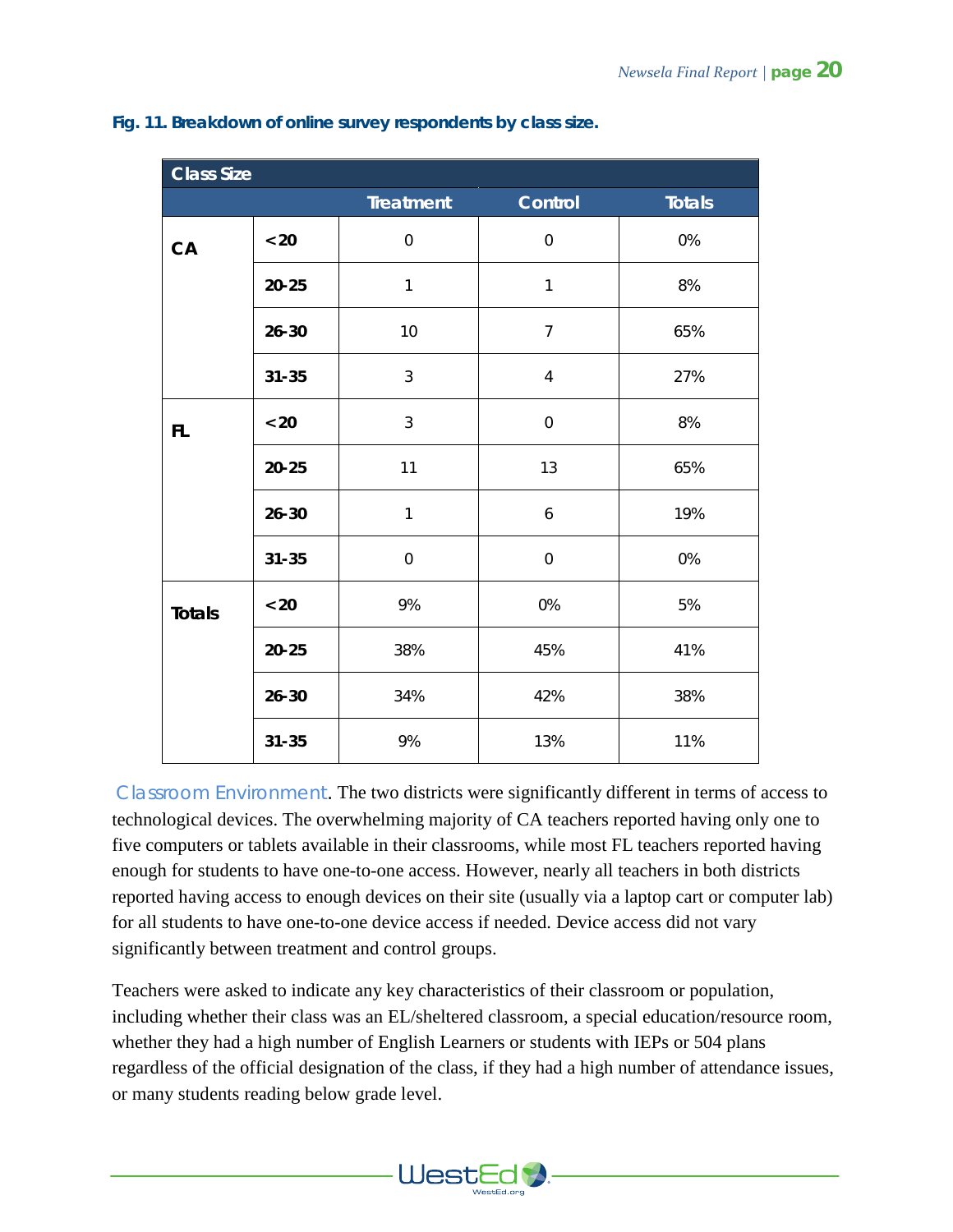**Fig. 11. Breakdown of online survey respondents by class size.**

| Class Size | | | | |
|---|---|---|---|---|
| | | Treatment | Control | Totals |
| CA | <20 | 0 | 0 | 0% |
| | 20-25 | 1 | 1 | 8% |
| | 26-30 | 10 | 7 | 65% |
| | 31-35 | 3 | 4 | 27% |
| FL | <20 | 3 | 0 | 8% |
| | 20-25 | 11 | 13 | 65% |
| | 26-30 | 1 | 6 | 19% |
| | 31-35 | 0 | 0 | 0% |
| Totals | <20 | 9% | 0% | 5% |
| | 20-25 | 38% | 45% | 41% |
| | 26-30 | 34% | 42% | 38% |
| | 31-35 | 9% | 13% | 11% |

Classroom Environment. The two districts were significantly different in terms of access to technological devices. The overwhelming majority of CA teachers reported having only one to five computers or tablets available in their classrooms, while most FL teachers reported having enough for students to have one-to-one access. However, nearly all teachers in both districts reported having access to enough devices on their site (usually via a laptop cart or computer lab) for all students to have one-to-one device access if needed. Device access did not vary significantly between treatment and control groups.

Teachers were asked to indicate any key characteristics of their classroom or population, including whether their class was an EL/sheltered classroom, a special education/resource room, whether they had a high number of English Learners or students with IEPs or 504 plans regardless of the official designation of the class, if they had a high number of attendance issues, or many students reading below grade level.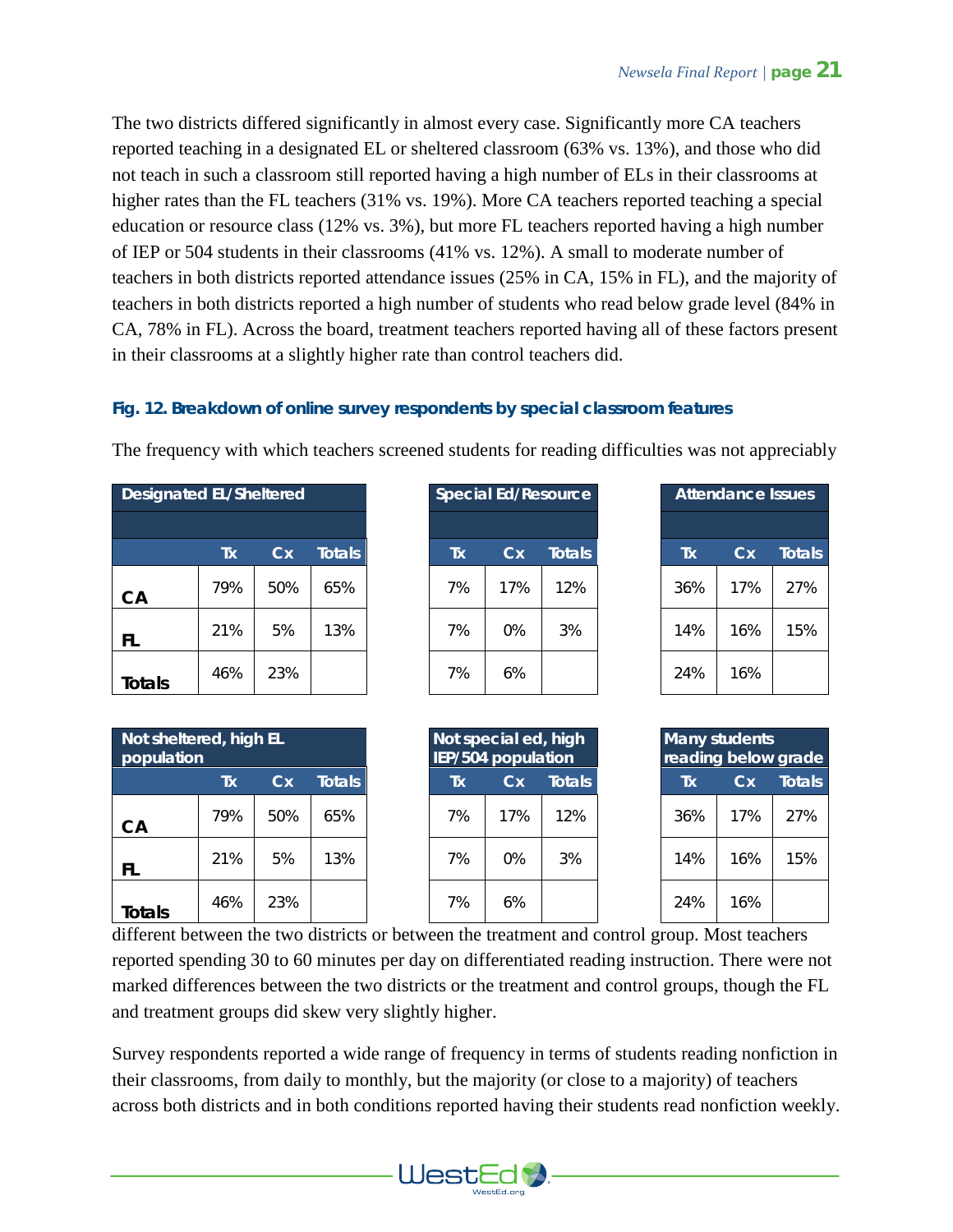The two districts differed significantly in almost every case. Significantly more CA teachers reported teaching in a designated EL or sheltered classroom (63% vs. 13%), and those who did not teach in such a classroom still reported having a high number of ELs in their classrooms at higher rates than the FL teachers (31% vs. 19%). More CA teachers reported teaching a special education or resource class (12% vs. 3%), but more FL teachers reported having a high number of IEP or 504 students in their classrooms (41% vs. 12%). A small to moderate number of teachers in both districts reported attendance issues (25% in CA, 15% in FL), and the majority of teachers in both districts reported a high number of students who read below grade level (84% in CA, 78% in FL). Across the board, treatment teachers reported having all of these factors present in their classrooms at a slightly higher rate than control teachers did.

**Fig. 12. Breakdown of online survey respondents by special classroom features**

| Designated EL/Sheltered | | | |
|---|---|---|---|
| | Tx | Cx | Totals |
| CA | 79% | 50% | 65% |
| FL | 21% | 5% | 13% |
| Totals | 46% | 23% | |

| Special Ed/Resource | | |
|---|---|---|
| Tx | Cx | Totals |
| 7% | 17% | 12% |
| 7% | 0% | 3% |
| 7% | 6% | |

| Attendance Issues | | |
|---|---|---|
| Tx | Cx | Totals |
| 36% | 17% | 27% |
| 14% | 16% | 15% |
| 24% | 16% | |

| Not sheltered, high EL population | | | |
|---|---|---|---|
| | Tx | Cx | Totals |
| CA | 79% | 50% | 65% |
| FL | 21% | 5% | 13% |
| Totals | 46% | 23% | |

| Not special ed, high IEP/504 population | | |
|---|---|---|
| Tx | Cx | Totals |
| 7% | 17% | 12% |
| 7% | 0% | 3% |
| 7% | 6% | |

| Many students reading below grade | | |
|---|---|---|
| Tx | Cx | Totals |
| 36% | 17% | 27% |
| 14% | 16% | 15% |
| 24% | 16% | |

The frequency with which teachers screened students for reading difficulties was not appreciably different between the two districts or between the treatment and control group. Most teachers reported spending 30 to 60 minutes per day on differentiated reading instruction. There were not marked differences between the two districts or the treatment and control groups, though the FL and treatment groups did skew very slightly higher.

Survey respondents reported a wide range of frequency in terms of students reading nonfiction in their classrooms, from daily to monthly, but the majority (or close to a majority) of teachers across both districts and in both conditions reported having their students read nonfiction weekly.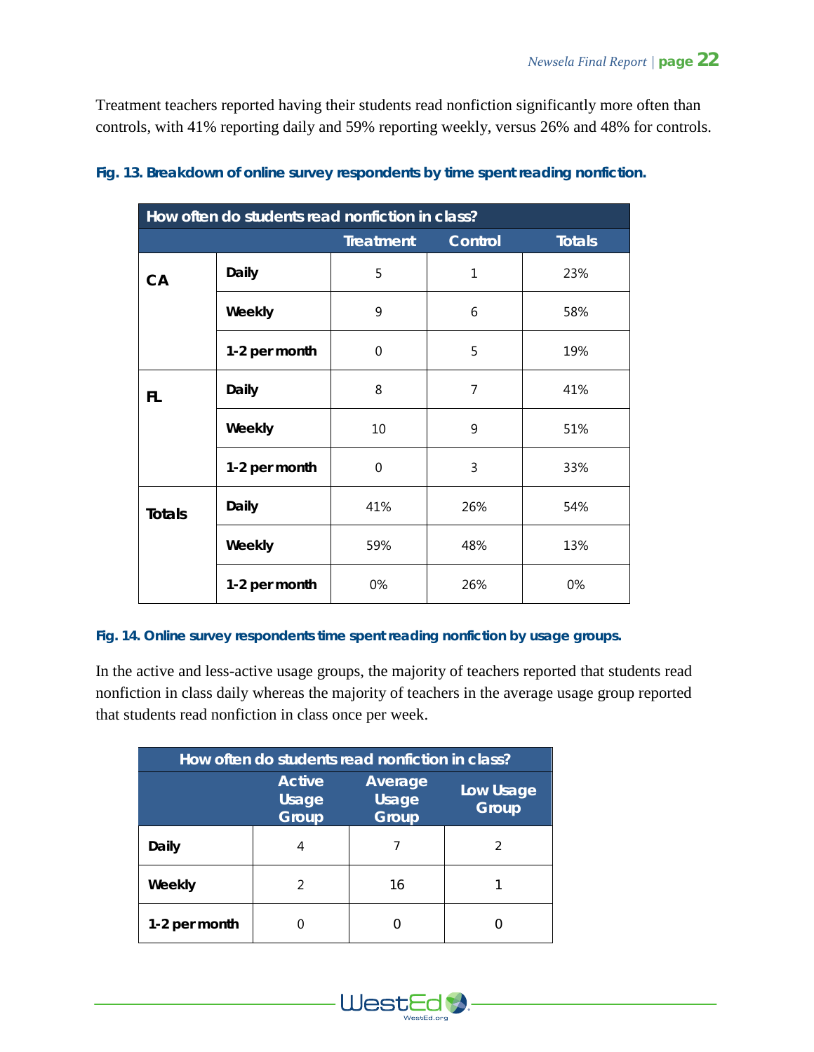Treatment teachers reported having their students read nonfiction significantly more often than controls, with 41% reporting daily and 59% reporting weekly, versus 26% and 48% for controls.

**Fig. 13. Breakdown of online survey respondents by time spent reading nonfiction.**

| How often do students read nonfiction in class? | | | | |
|---|---|---|---|---|
| | | **Treatment** | **Control** | **Totals** |
| **CA** | **Daily** | 5 | 1 | 23% |
| | **Weekly** | 9 | 6 | 58% |
| | **1-2 per month** | 0 | 5 | 19% |
| **FL** | **Daily** | 8 | 7 | 41% |
| | **Weekly** | 10 | 9 | 51% |
| | **1-2 per month** | 0 | 3 | 33% |
| **Totals** | **Daily** | 41% | 26% | 54% |
| | **Weekly** | 59% | 48% | 13% |
| | **1-2 per month** | 0% | 26% | 0% |

**Fig. 14. Online survey respondents time spent reading nonfiction by usage groups.**

In the active and less-active usage groups, the majority of teachers reported that students read nonfiction in class daily whereas the majority of teachers in the average usage group reported that students read nonfiction in class once per week.

| How often do students read nonfiction in class? | | | |
|---|---|---|---|
| | **Active Usage Group** | **Average Usage Group** | **Low Usage Group** |
| **Daily** | 4 | 7 | 2 |
| **Weekly** | 2 | 16 | 1 |
| **1-2 per month** | 0 | 0 | 0 |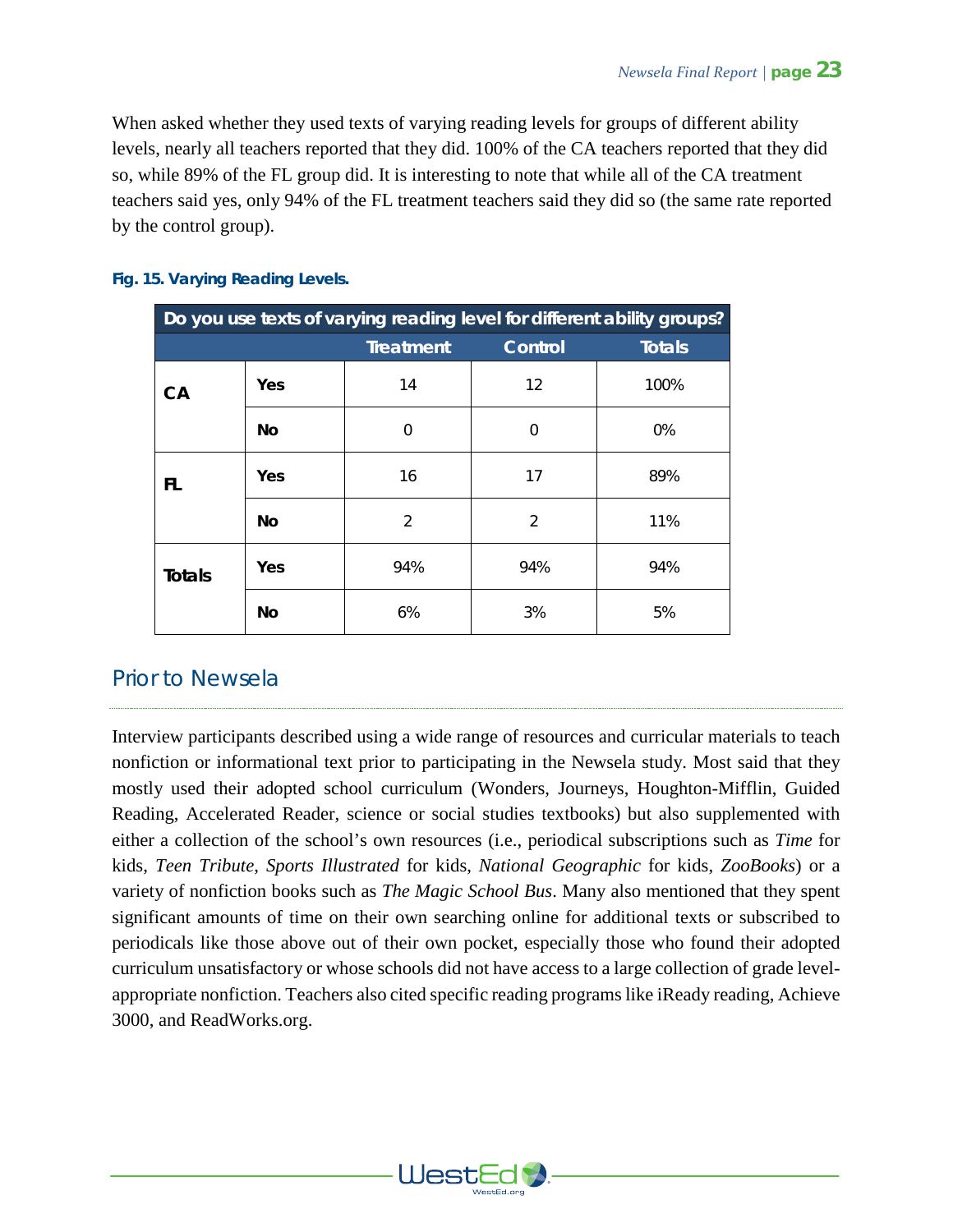When asked whether they used texts of varying reading levels for groups of different ability levels, nearly all teachers reported that they did. 100% of the CA teachers reported that they did so, while 89% of the FL group did. It is interesting to note that while all of the CA treatment teachers said yes, only 94% of the FL treatment teachers said they did so (the same rate reported by the control group).

**Fig. 15. Varying Reading Levels.**

| Do you use texts of varying reading level for different ability groups? | | | | |
|---|---|---|---|---|
| | | Treatment | Control | Totals |
| **CA** | **Yes** | 14 | 12 | 100% |
| | **No** | 0 | 0 | 0% |
| **FL** | **Yes** | 16 | 17 | 89% |
| | **No** | 2 | 2 | 11% |
| **Totals** | **Yes** | 94% | 94% | 94% |
| | **No** | 6% | 3% | 5% |

## Prior to Newsela

Interview participants described using a wide range of resources and curricular materials to teach nonfiction or informational text prior to participating in the Newsela study. Most said that they mostly used their adopted school curriculum (Wonders, Journeys, Houghton-Mifflin, Guided Reading, Accelerated Reader, science or social studies textbooks) but also supplemented with either a collection of the school's own resources (i.e., periodical subscriptions such as *Time* for kids, *Teen Tribute*, *Sports Illustrated* for kids, *National Geographic* for kids, *ZooBooks*) or a variety of nonfiction books such as *The Magic School Bus*. Many also mentioned that they spent significant amounts of time on their own searching online for additional texts or subscribed to periodicals like those above out of their own pocket, especially those who found their adopted curriculum unsatisfactory or whose schools did not have access to a large collection of grade level-appropriate nonfiction. Teachers also cited specific reading programs like iReady reading, Achieve 3000, and ReadWorks.org.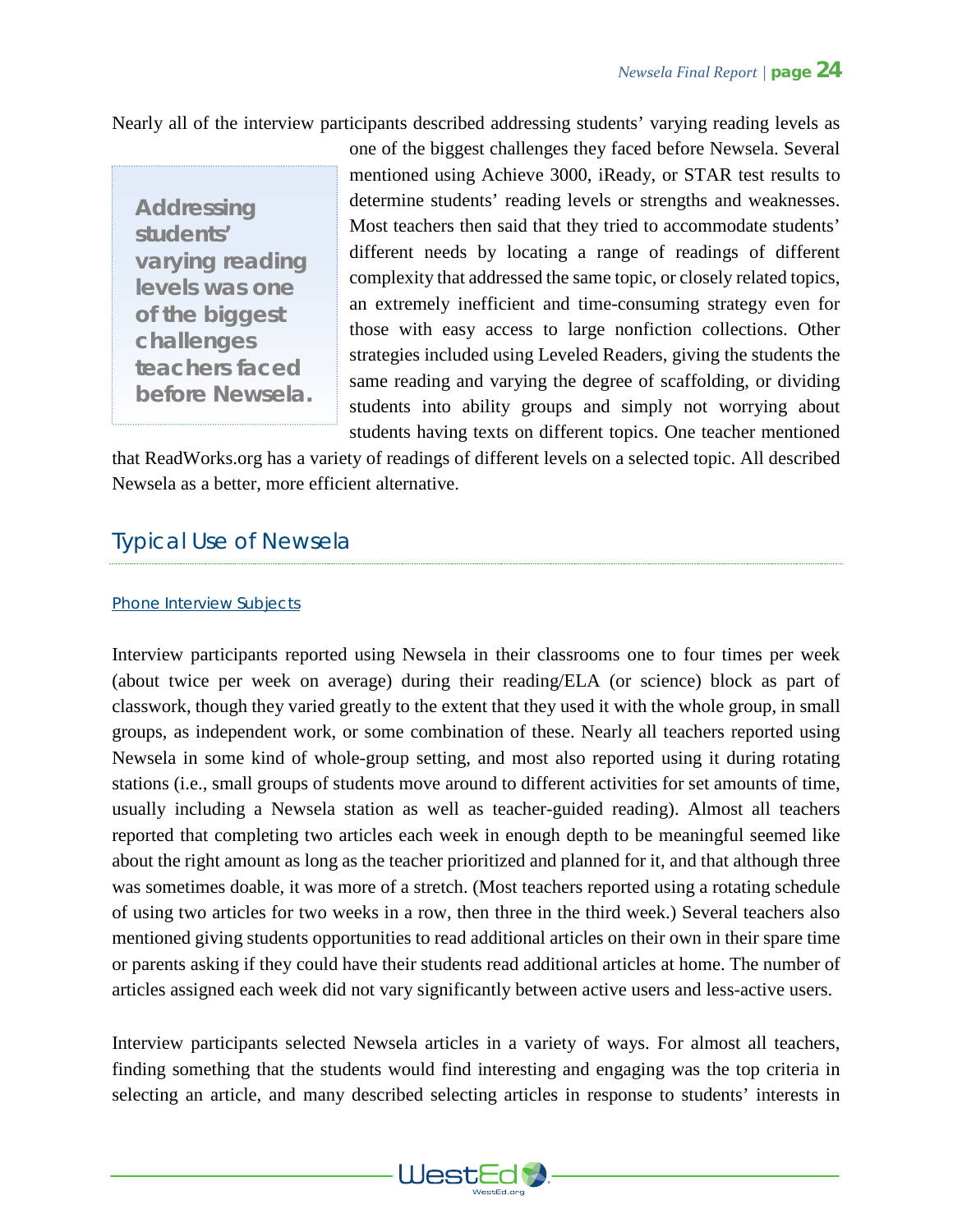Nearly all of the interview participants described addressing students' varying reading levels as one of the biggest challenges they faced before Newsela. Several mentioned using Achieve 3000, iReady, or STAR test results to determine students' reading levels or strengths and weaknesses. Most teachers then said that they tried to accommodate students' different needs by locating a range of readings of different complexity that addressed the same topic, or closely related topics, an extremely inefficient and time-consuming strategy even for those with easy access to large nonfiction collections. Other strategies included using Leveled Readers, giving the students the same reading and varying the degree of scaffolding, or dividing students into ability groups and simply not worrying about students having texts on different topics. One teacher mentioned that ReadWorks.org has a variety of readings of different levels on a selected topic. All described Newsela as a better, more efficient alternative.

> **Addressing students' varying reading levels was one of the biggest challenges teachers faced before Newsela.**

## Typical Use of Newsela

### Phone Interview Subjects

Interview participants reported using Newsela in their classrooms one to four times per week (about twice per week on average) during their reading/ELA (or science) block as part of classwork, though they varied greatly to the extent that they used it with the whole group, in small groups, as independent work, or some combination of these. Nearly all teachers reported using Newsela in some kind of whole-group setting, and most also reported using it during rotating stations (i.e., small groups of students move around to different activities for set amounts of time, usually including a Newsela station as well as teacher-guided reading). Almost all teachers reported that completing two articles each week in enough depth to be meaningful seemed like about the right amount as long as the teacher prioritized and planned for it, and that although three was sometimes doable, it was more of a stretch. (Most teachers reported using a rotating schedule of using two articles for two weeks in a row, then three in the third week.) Several teachers also mentioned giving students opportunities to read additional articles on their own in their spare time or parents asking if they could have their students read additional articles at home. The number of articles assigned each week did not vary significantly between active users and less-active users.

Interview participants selected Newsela articles in a variety of ways. For almost all teachers, finding something that the students would find interesting and engaging was the top criteria in selecting an article, and many described selecting articles in response to students' interests in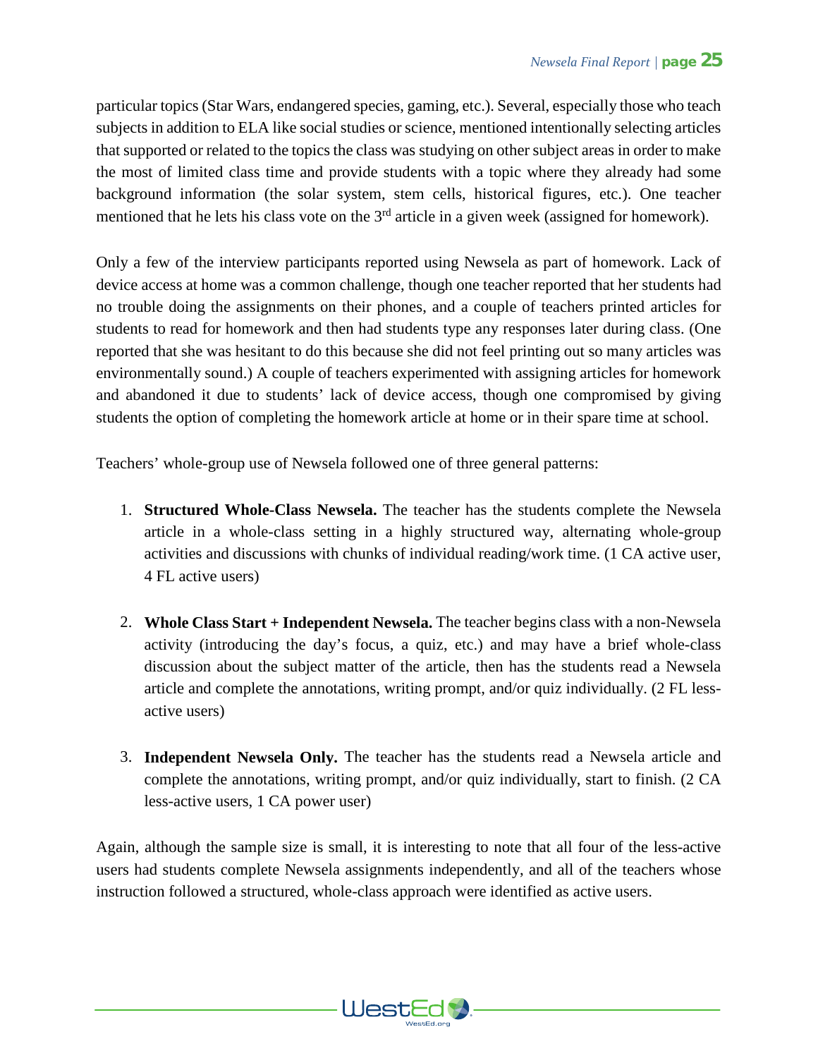particular topics (Star Wars, endangered species, gaming, etc.). Several, especially those who teach subjects in addition to ELA like social studies or science, mentioned intentionally selecting articles that supported or related to the topics the class was studying on other subject areas in order to make the most of limited class time and provide students with a topic where they already had some background information (the solar system, stem cells, historical figures, etc.). One teacher mentioned that he lets his class vote on the 3rd article in a given week (assigned for homework).

Only a few of the interview participants reported using Newsela as part of homework. Lack of device access at home was a common challenge, though one teacher reported that her students had no trouble doing the assignments on their phones, and a couple of teachers printed articles for students to read for homework and then had students type any responses later during class. (One reported that she was hesitant to do this because she did not feel printing out so many articles was environmentally sound.) A couple of teachers experimented with assigning articles for homework and abandoned it due to students' lack of device access, though one compromised by giving students the option of completing the homework article at home or in their spare time at school.

Teachers' whole-group use of Newsela followed one of three general patterns:

1. **Structured Whole-Class Newsela.** The teacher has the students complete the Newsela article in a whole-class setting in a highly structured way, alternating whole-group activities and discussions with chunks of individual reading/work time. (1 CA active user, 4 FL active users)

2. **Whole Class Start + Independent Newsela.** The teacher begins class with a non-Newsela activity (introducing the day's focus, a quiz, etc.) and may have a brief whole-class discussion about the subject matter of the article, then has the students read a Newsela article and complete the annotations, writing prompt, and/or quiz individually. (2 FL less-active users)

3. **Independent Newsela Only.** The teacher has the students read a Newsela article and complete the annotations, writing prompt, and/or quiz individually, start to finish. (2 CA less-active users, 1 CA power user)

Again, although the sample size is small, it is interesting to note that all four of the less-active users had students complete Newsela assignments independently, and all of the teachers whose instruction followed a structured, whole-class approach were identified as active users.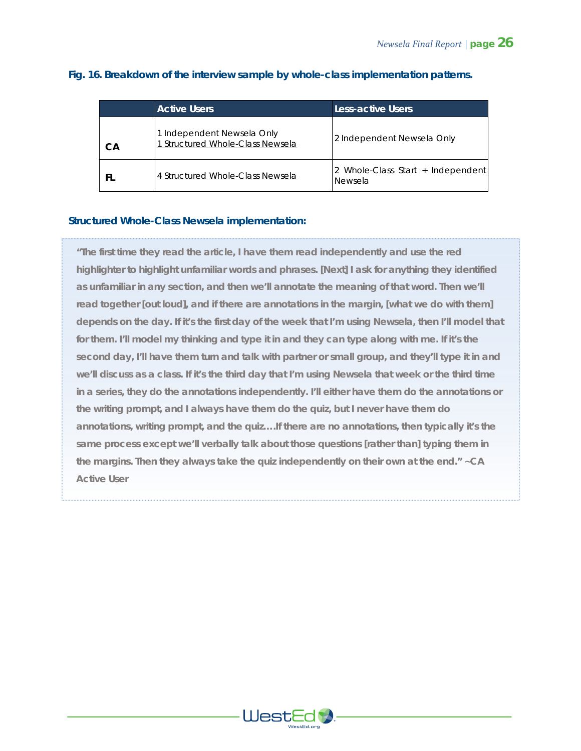**Fig. 16. Breakdown of the interview sample by whole-class implementation patterns.**

| | Active Users | Less-active Users |
|---|---|---|
| CA | 1 Independent Newsela Only<br>1 Structured Whole-Class Newsela | 2 Independent Newsela Only |
| FL | 4 Structured Whole-Class Newsela | 2 Whole-Class Start + Independent Newsela |

**Structured Whole-Class Newsela implementation:**

> **"The first time they read the article, I have them read independently and use the red highlighter to highlight unfamiliar words and phrases. [Next] I ask for anything they identified as unfamiliar in any section, and then we'll annotate the meaning of that word. Then we'll read together [out loud], and if there are annotations in the margin, [what we do with them] depends on the day. If it's the first day of the week that I'm using Newsela, then I'll model that for them. I'll model my thinking and type it in and they can type along with me. If it's the second day, I'll have them turn and talk with partner or small group, and they'll type it in and we'll discuss as a class. If it's the third day that I'm using Newsela that week or the third time in a series, they do the annotations independently. I'll either have them do the annotations or the writing prompt, and I always have them do the quiz, but I never have them do annotations, writing prompt, and the quiz.…If there are no annotations, then typically it's the same process except we'll verbally talk about those questions [rather than] typing them in the margins. Then they always take the quiz independently on their own at the end." ~CA Active User**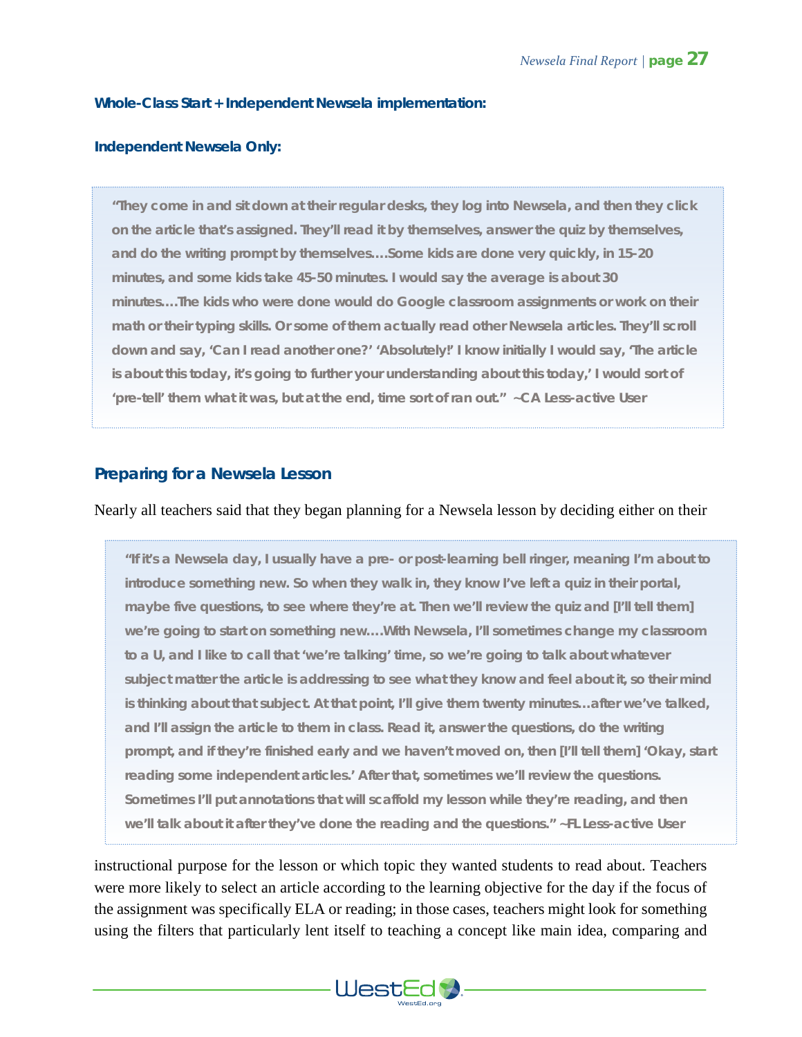**Whole-Class Start + Independent Newsela implementation:**

**Independent Newsela Only:**

> "They come in and sit down at their regular desks, they log into Newsela, and then they click on the article that's assigned. They'll read it by themselves, answer the quiz by themselves, and do the writing prompt by themselves.…Some kids are done very quickly, in 15-20 minutes, and some kids take 45-50 minutes. I would say the average is about 30 minutes.…The kids who were done would do Google classroom assignments or work on their math or their typing skills. Or some of them actually read other Newsela articles. They'll scroll down and say, 'Can I read another one?' 'Absolutely!' I know initially I would say, 'The article is about this today, it's going to further your understanding about this today,' I would sort of 'pre-tell' them what it was, but at the end, time sort of ran out." ~CA Less-active User

## Preparing for a Newsela Lesson

Nearly all teachers said that they began planning for a Newsela lesson by deciding either on their instructional purpose for the lesson or which topic they wanted students to read about. Teachers were more likely to select an article according to the learning objective for the day if the focus of the assignment was specifically ELA or reading; in those cases, teachers might look for something using the filters that particularly lent itself to teaching a concept like main idea, comparing and

> "If it's a Newsela day, I usually have a pre- or post-learning bell ringer, meaning I'm about to introduce something new. So when they walk in, they know I've left a quiz in their portal, maybe five questions, to see where they're at. Then we'll review the quiz and [I'll tell them] we're going to start on something new.…With Newsela, I'll sometimes change my classroom to a U, and I like to call that 'we're talking' time, so we're going to talk about whatever subject matter the article is addressing to see what they know and feel about it, so their mind is thinking about that subject. At that point, I'll give them twenty minutes…after we've talked, and I'll assign the article to them in class. Read it, answer the questions, do the writing prompt, and if they're finished early and we haven't moved on, then [I'll tell them] 'Okay, start reading some independent articles.' After that, sometimes we'll review the questions. Sometimes I'll put annotations that will scaffold my lesson while they're reading, and then we'll talk about it after they've done the reading and the questions." ~FL Less-active User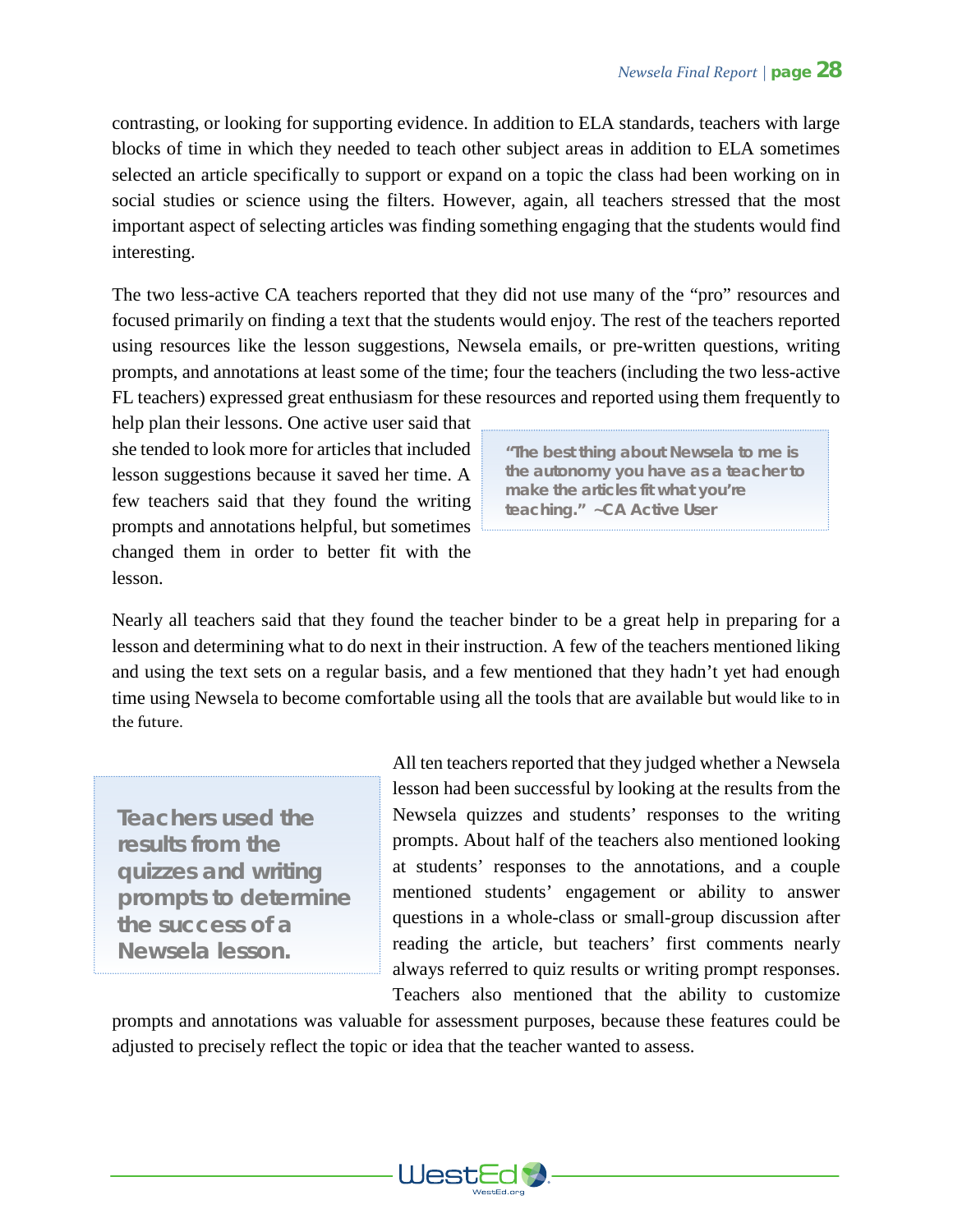contrasting, or looking for supporting evidence. In addition to ELA standards, teachers with large blocks of time in which they needed to teach other subject areas in addition to ELA sometimes selected an article specifically to support or expand on a topic the class had been working on in social studies or science using the filters. However, again, all teachers stressed that the most important aspect of selecting articles was finding something engaging that the students would find interesting.

The two less-active CA teachers reported that they did not use many of the "pro" resources and focused primarily on finding a text that the students would enjoy. The rest of the teachers reported using resources like the lesson suggestions, Newsela emails, or pre-written questions, writing prompts, and annotations at least some of the time; four the teachers (including the two less-active FL teachers) expressed great enthusiasm for these resources and reported using them frequently to help plan their lessons. One active user said that she tended to look more for articles that included lesson suggestions because it saved her time. A few teachers said that they found the writing prompts and annotations helpful, but sometimes changed them in order to better fit with the lesson.

> **"The best thing about Newsela to me is the autonomy you have as a teacher to make the articles fit what you're teaching." ~CA Active User**

Nearly all teachers said that they found the teacher binder to be a great help in preparing for a lesson and determining what to do next in their instruction. A few of the teachers mentioned liking and using the text sets on a regular basis, and a few mentioned that they hadn't yet had enough time using Newsela to become comfortable using all the tools that are available but would like to in the future.

> **Teachers used the results from the quizzes and writing prompts to determine the success of a Newsela lesson.**

All ten teachers reported that they judged whether a Newsela lesson had been successful by looking at the results from the Newsela quizzes and students' responses to the writing prompts. About half of the teachers also mentioned looking at students' responses to the annotations, and a couple mentioned students' engagement or ability to answer questions in a whole-class or small-group discussion after reading the article, but teachers' first comments nearly always referred to quiz results or writing prompt responses. Teachers also mentioned that the ability to customize prompts and annotations was valuable for assessment purposes, because these features could be adjusted to precisely reflect the topic or idea that the teacher wanted to assess.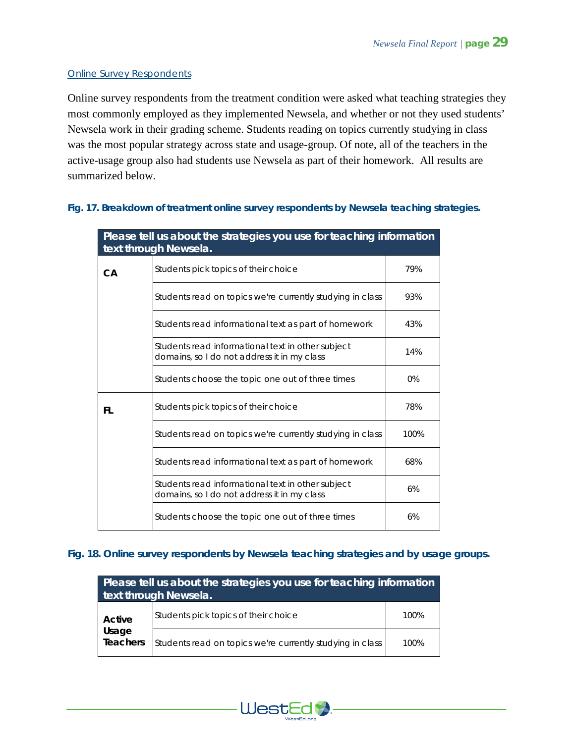Online Survey Respondents

Online survey respondents from the treatment condition were asked what teaching strategies they most commonly employed as they implemented Newsela, and whether or not they used students' Newsela work in their grading scheme. Students reading on topics currently studying in class was the most popular strategy across state and usage-group. Of note, all of the teachers in the active-usage group also had students use Newsela as part of their homework. All results are summarized below.

**Fig. 17. Breakdown of treatment online survey respondents by Newsela teaching strategies.**

| Please tell us about the strategies you use for teaching information text through Newsela. | | |
|---|---|---|
| **CA** | Students pick topics of their choice | 79% |
| | Students read on topics we're currently studying in class | 93% |
| | Students read informational text as part of homework | 43% |
| | Students read informational text in other subject domains, so I do not address it in my class | 14% |
| | Students choose the topic one out of three times | 0% |
| **FL** | Students pick topics of their choice | 78% |
| | Students read on topics we're currently studying in class | 100% |
| | Students read informational text as part of homework | 68% |
| | Students read informational text in other subject domains, so I do not address it in my class | 6% |
| | Students choose the topic one out of three times | 6% |

**Fig. 18. Online survey respondents by Newsela teaching strategies and by usage groups.**

| Please tell us about the strategies you use for teaching information text through Newsela. | | |
|---|---|---|
| **Active Usage Teachers** | Students pick topics of their choice | 100% |
| | Students read on topics we're currently studying in class | 100% |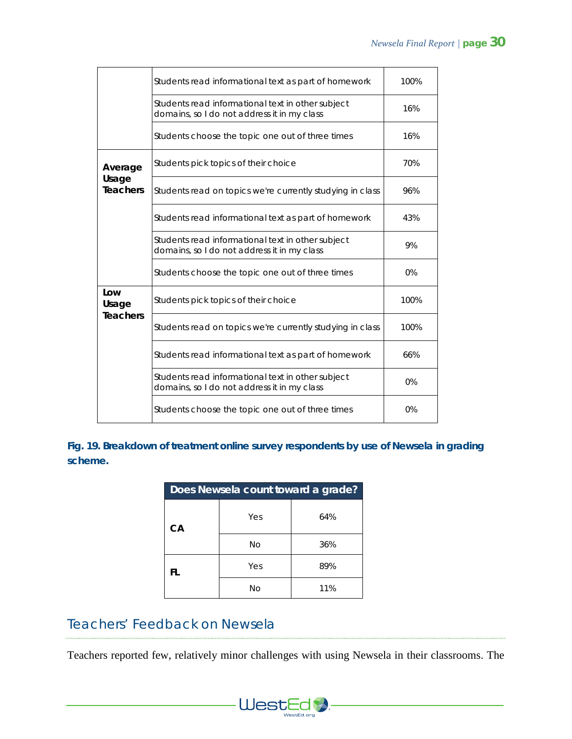| | | |
|---|---|---|
| | Students read informational text as part of homework | 100% |
| | Students read informational text in other subject domains, so I do not address it in my class | 16% |
| | Students choose the topic one out of three times | 16% |
| **Average Usage Teachers** | Students pick topics of their choice | 70% |
| | Students read on topics we're currently studying in class | 96% |
| | Students read informational text as part of homework | 43% |
| | Students read informational text in other subject domains, so I do not address it in my class | 9% |
| | Students choose the topic one out of three times | 0% |
| **Low Usage Teachers** | Students pick topics of their choice | 100% |
| | Students read on topics we're currently studying in class | 100% |
| | Students read informational text as part of homework | 66% |
| | Students read informational text in other subject domains, so I do not address it in my class | 0% |
| | Students choose the topic one out of three times | 0% |

**Fig. 19. Breakdown of treatment online survey respondents by use of Newsela in grading scheme.**

| Does Newsela count toward a grade? | | |
|---|---|---|
| **CA** | Yes | 64% |
| | No | 36% |
| **FL** | Yes | 89% |
| | No | 11% |

## Teachers' Feedback on Newsela

Teachers reported few, relatively minor challenges with using Newsela in their classrooms. The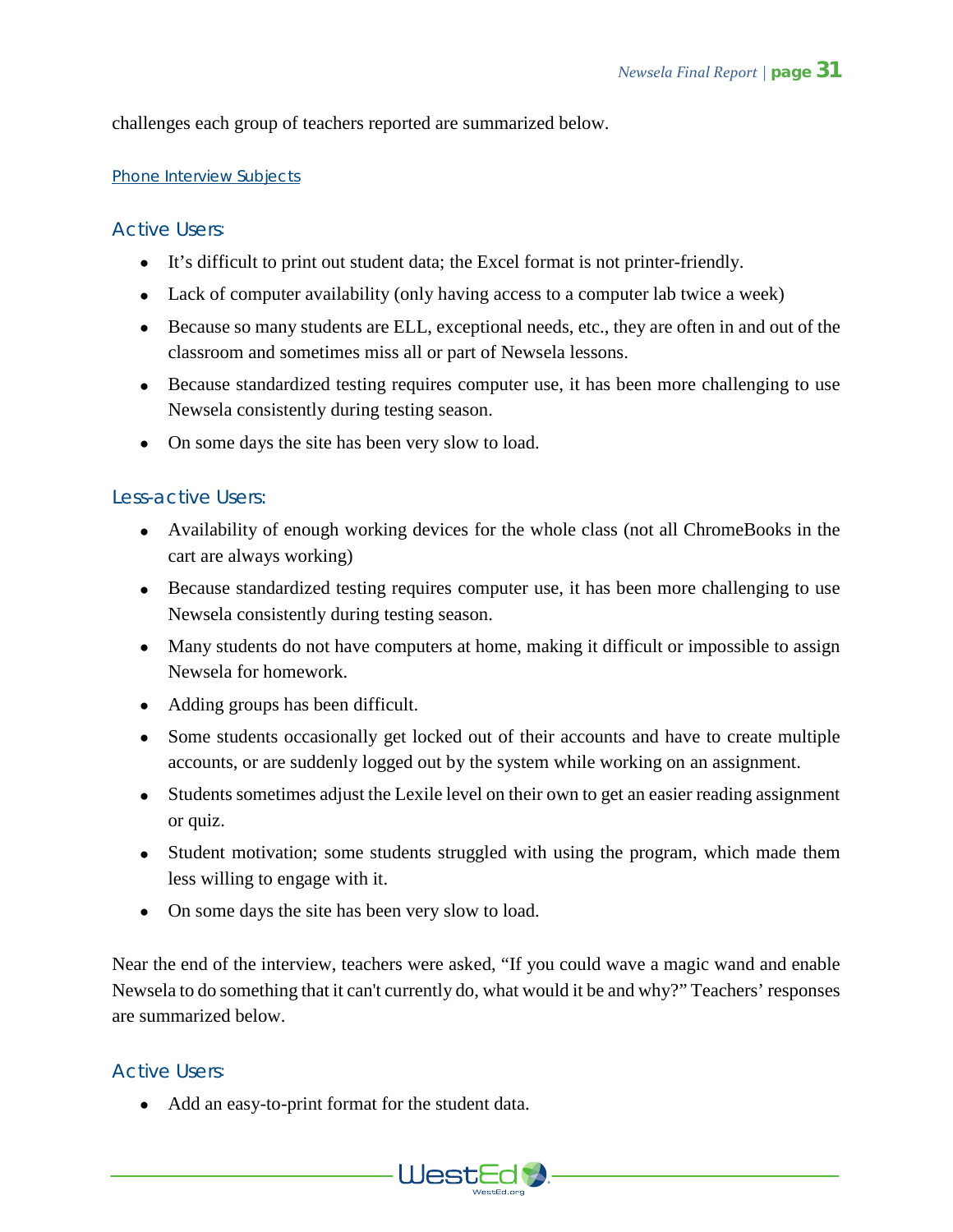challenges each group of teachers reported are summarized below.

#### Phone Interview Subjects

### Active Users:

- It's difficult to print out student data; the Excel format is not printer-friendly.
- Lack of computer availability (only having access to a computer lab twice a week)
- Because so many students are ELL, exceptional needs, etc., they are often in and out of the classroom and sometimes miss all or part of Newsela lessons.
- Because standardized testing requires computer use, it has been more challenging to use Newsela consistently during testing season.
- On some days the site has been very slow to load.

### Less-active Users:

- Availability of enough working devices for the whole class (not all ChromeBooks in the cart are always working)
- Because standardized testing requires computer use, it has been more challenging to use Newsela consistently during testing season.
- Many students do not have computers at home, making it difficult or impossible to assign Newsela for homework.
- Adding groups has been difficult.
- Some students occasionally get locked out of their accounts and have to create multiple accounts, or are suddenly logged out by the system while working on an assignment.
- Students sometimes adjust the Lexile level on their own to get an easier reading assignment or quiz.
- Student motivation; some students struggled with using the program, which made them less willing to engage with it.
- On some days the site has been very slow to load.

Near the end of the interview, teachers were asked, "If you could wave a magic wand and enable Newsela to do something that it can't currently do, what would it be and why?" Teachers' responses are summarized below.

### Active Users:

- Add an easy-to-print format for the student data.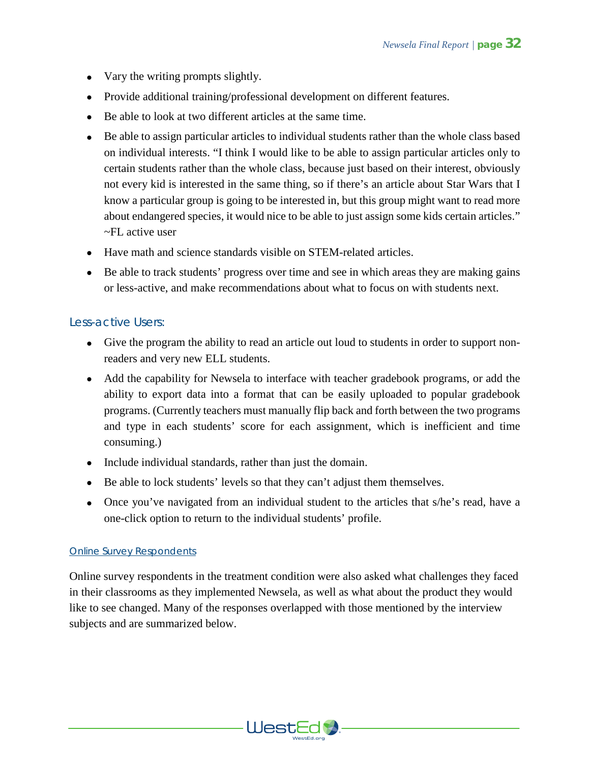- Vary the writing prompts slightly.
- Provide additional training/professional development on different features.
- Be able to look at two different articles at the same time.
- Be able to assign particular articles to individual students rather than the whole class based on individual interests. "I think I would like to be able to assign particular articles only to certain students rather than the whole class, because just based on their interest, obviously not every kid is interested in the same thing, so if there's an article about Star Wars that I know a particular group is going to be interested in, but this group might want to read more about endangered species, it would nice to be able to just assign some kids certain articles." ~FL active user
- Have math and science standards visible on STEM-related articles.
- Be able to track students' progress over time and see in which areas they are making gains or less-active, and make recommendations about what to focus on with students next.

### Less-active Users:

- Give the program the ability to read an article out loud to students in order to support non-readers and very new ELL students.
- Add the capability for Newsela to interface with teacher gradebook programs, or add the ability to export data into a format that can be easily uploaded to popular gradebook programs. (Currently teachers must manually flip back and forth between the two programs and type in each students' score for each assignment, which is inefficient and time consuming.)
- Include individual standards, rather than just the domain.
- Be able to lock students' levels so that they can't adjust them themselves.
- Once you've navigated from an individual student to the articles that s/he's read, have a one-click option to return to the individual students' profile.

#### Online Survey Respondents

Online survey respondents in the treatment condition were also asked what challenges they faced in their classrooms as they implemented Newsela, as well as what about the product they would like to see changed. Many of the responses overlapped with those mentioned by the interview subjects and are summarized below.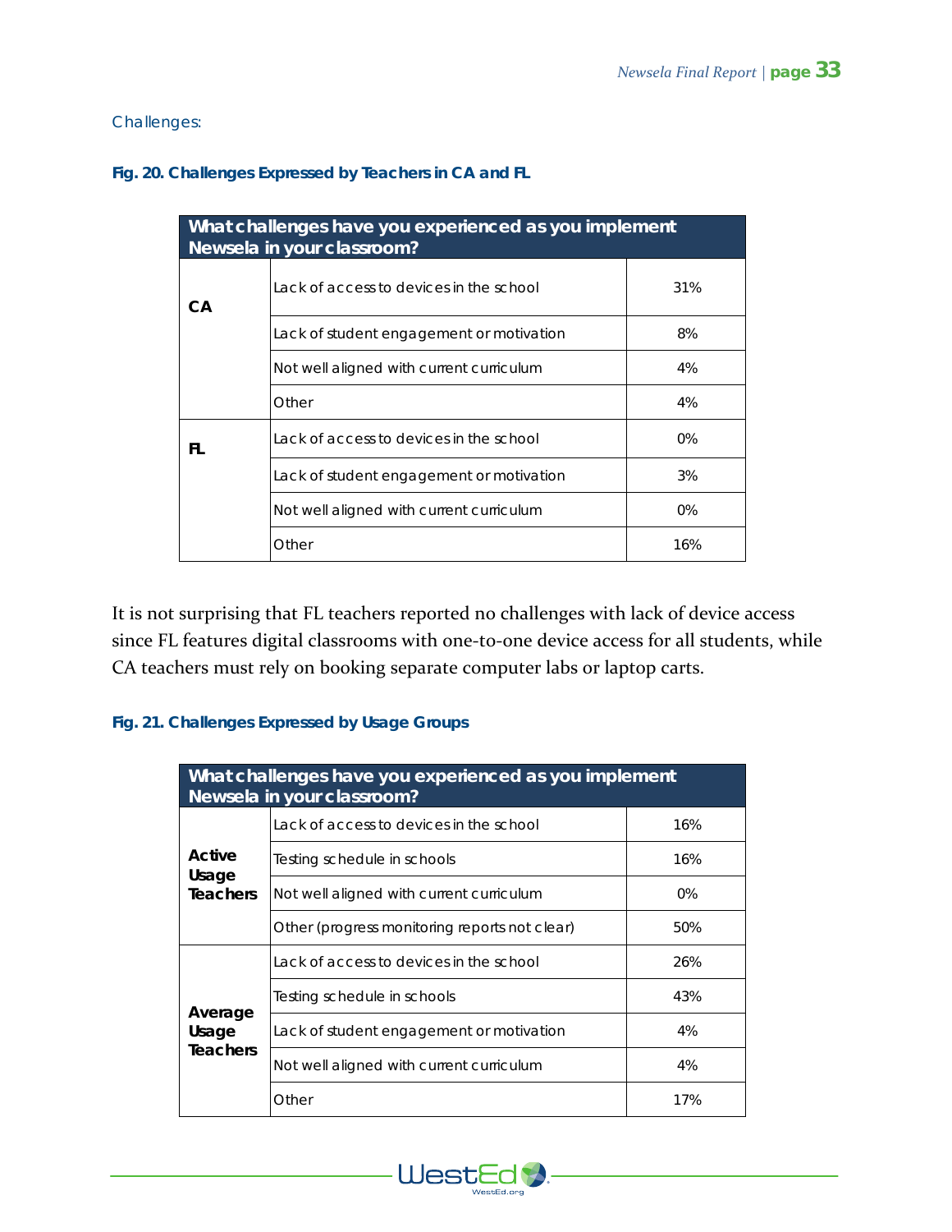Challenges:

**Fig. 20. Challenges Expressed by Teachers in CA and FL**

| What challenges have you experienced as you implement Newsela in your classroom? | | |
|---|---|---|
| **CA** | Lack of access to devices in the school | 31% |
| | Lack of student engagement or motivation | 8% |
| | Not well aligned with current curriculum | 4% |
| | Other | 4% |
| **FL** | Lack of access to devices in the school | 0% |
| | Lack of student engagement or motivation | 3% |
| | Not well aligned with current curriculum | 0% |
| | Other | 16% |

It is not surprising that FL teachers reported no challenges with lack of device access since FL features digital classrooms with one-to-one device access for all students, while CA teachers must rely on booking separate computer labs or laptop carts.

**Fig. 21. Challenges Expressed by Usage Groups**

| What challenges have you experienced as you implement Newsela in your classroom? | | |
|---|---|---|
| **Active Usage Teachers** | Lack of access to devices in the school | 16% |
| | Testing schedule in schools | 16% |
| | Not well aligned with current curriculum | 0% |
| | Other (progress monitoring reports not clear) | 50% |
| **Average Usage Teachers** | Lack of access to devices in the school | 26% |
| | Testing schedule in schools | 43% |
| | Lack of student engagement or motivation | 4% |
| | Not well aligned with current curriculum | 4% |
| | Other | 17% |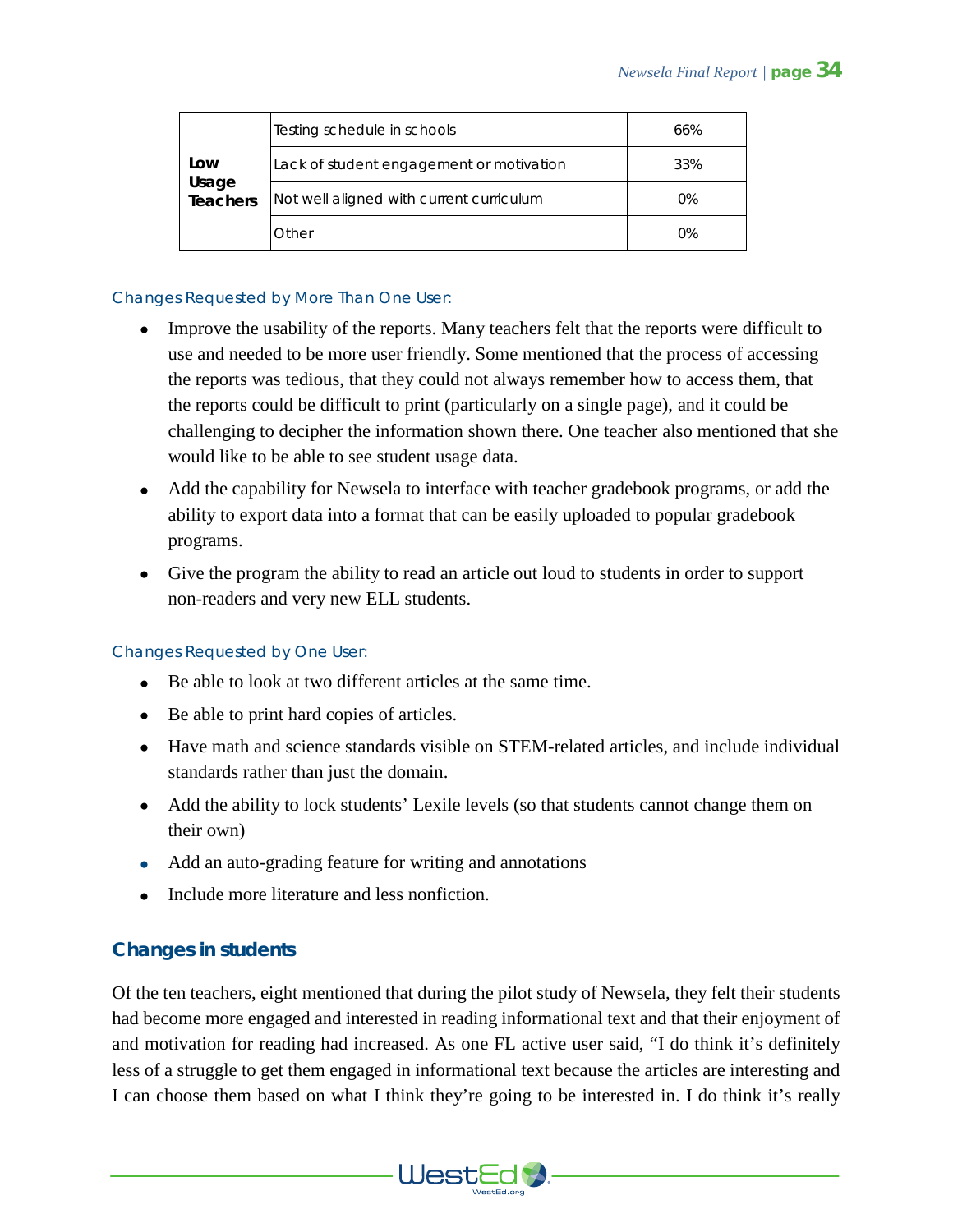| | | |
|---|---|---|
| **Low Usage Teachers** | Testing schedule in schools | 66% |
| | Lack of student engagement or motivation | 33% |
| | Not well aligned with current curriculum | 0% |
| | Other | 0% |

*Changes Requested by More Than One User:*

- Improve the usability of the reports. Many teachers felt that the reports were difficult to use and needed to be more user friendly. Some mentioned that the process of accessing the reports was tedious, that they could not always remember how to access them, that the reports could be difficult to print (particularly on a single page), and it could be challenging to decipher the information shown there. One teacher also mentioned that she would like to be able to see student usage data.
- Add the capability for Newsela to interface with teacher gradebook programs, or add the ability to export data into a format that can be easily uploaded to popular gradebook programs.
- Give the program the ability to read an article out loud to students in order to support non-readers and very new ELL students.

*Changes Requested by One User:*

- Be able to look at two different articles at the same time.
- Be able to print hard copies of articles.
- Have math and science standards visible on STEM-related articles, and include individual standards rather than just the domain.
- Add the ability to lock students' Lexile levels (so that students cannot change them on their own)
- Add an auto-grading feature for writing and annotations
- Include more literature and less nonfiction.

## Changes in students

Of the ten teachers, eight mentioned that during the pilot study of Newsela, they felt their students had become more engaged and interested in reading informational text and that their enjoyment of and motivation for reading had increased. As one FL active user said, "I do think it's definitely less of a struggle to get them engaged in informational text because the articles are interesting and I can choose them based on what I think they're going to be interested in. I do think it's really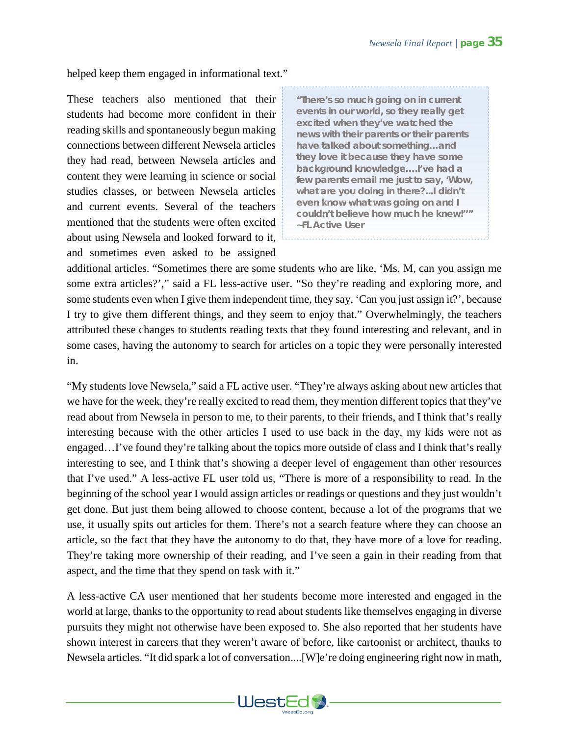helped keep them engaged in informational text."

These teachers also mentioned that their students had become more confident in their reading skills and spontaneously begun making connections between different Newsela articles they had read, between Newsela articles and content they were learning in science or social studies classes, or between Newsela articles and current events. Several of the teachers mentioned that the students were often excited about using Newsela and looked forward to it, and sometimes even asked to be assigned additional articles. "Sometimes there are some students who are like, 'Ms. M, can you assign me some extra articles?'," said a FL less-active user. "So they're reading and exploring more, and some students even when I give them independent time, they say, 'Can you just assign it?', because I try to give them different things, and they seem to enjoy that." Overwhelmingly, the teachers attributed these changes to students reading texts that they found interesting and relevant, and in some cases, having the autonomy to search for articles on a topic they were personally interested in.

> **"There's so much going on in current events in our world, so they really get excited when they've watched the news with their parents or their parents have talked about something…and they love it because they have some background knowledge….I've had a few parents email me just to say, 'Wow, what are you doing in there?...I didn't even know what was going on and I couldn't believe how much he knew!'" ~FL Active User**

"My students love Newsela," said a FL active user. "They're always asking about new articles that we have for the week, they're really excited to read them, they mention different topics that they've read about from Newsela in person to me, to their parents, to their friends, and I think that's really interesting because with the other articles I used to use back in the day, my kids were not as engaged…I've found they're talking about the topics more outside of class and I think that's really interesting to see, and I think that's showing a deeper level of engagement than other resources that I've used." A less-active FL user told us, "There is more of a responsibility to read. In the beginning of the school year I would assign articles or readings or questions and they just wouldn't get done. But just them being allowed to choose content, because a lot of the programs that we use, it usually spits out articles for them. There's not a search feature where they can choose an article, so the fact that they have the autonomy to do that, they have more of a love for reading. They're taking more ownership of their reading, and I've seen a gain in their reading from that aspect, and the time that they spend on task with it."

A less-active CA user mentioned that her students become more interested and engaged in the world at large, thanks to the opportunity to read about students like themselves engaging in diverse pursuits they might not otherwise have been exposed to. She also reported that her students have shown interest in careers that they weren't aware of before, like cartoonist or architect, thanks to Newsela articles. "It did spark a lot of conversation....[W]e're doing engineering right now in math,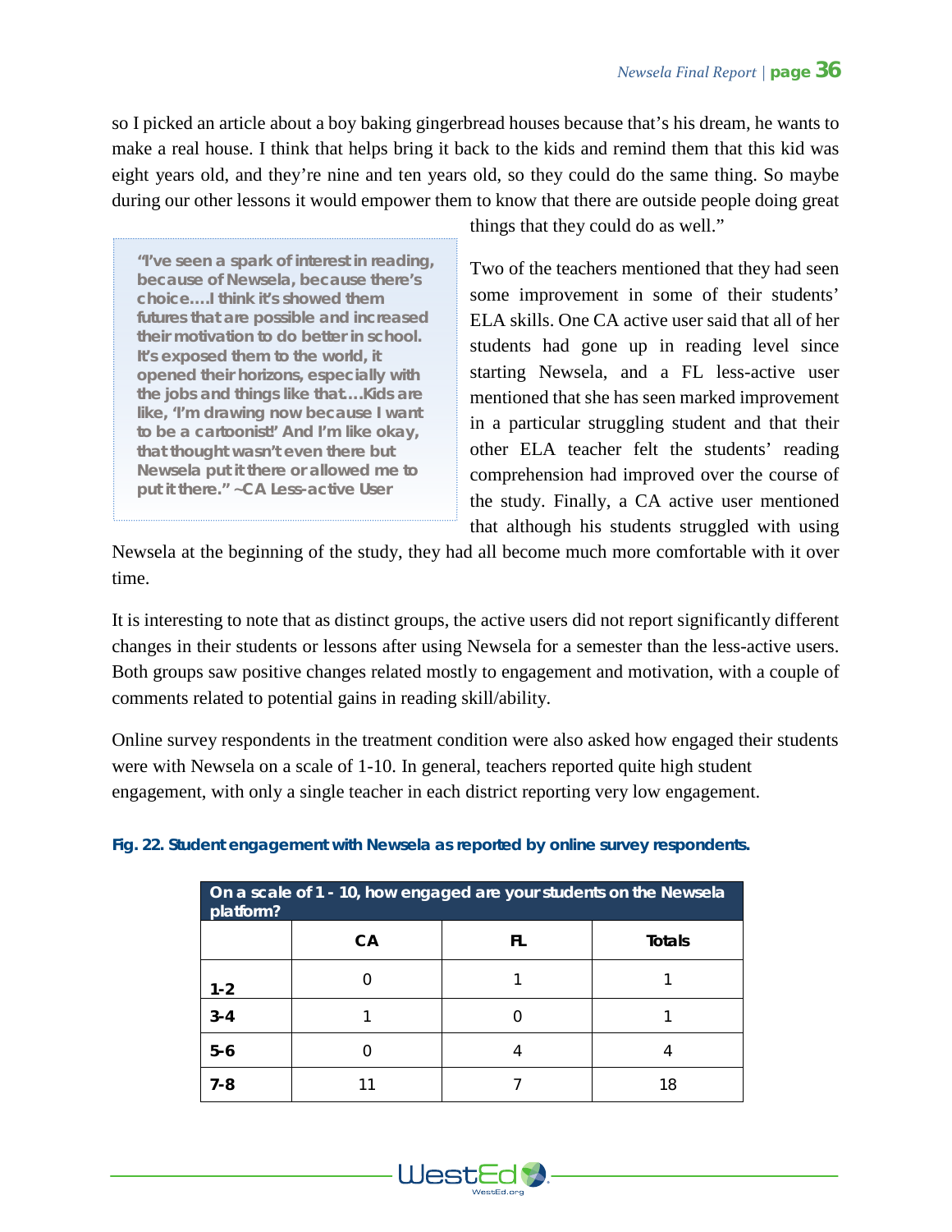so I picked an article about a boy baking gingerbread houses because that's his dream, he wants to make a real house. I think that helps bring it back to the kids and remind them that this kid was eight years old, and they're nine and ten years old, so they could do the same thing. So maybe during our other lessons it would empower them to know that there are outside people doing great things that they could do as well."

> **"I've seen a spark of interest in reading, because of Newsela, because there's choice….I think it's showed them futures that are possible and increased their motivation to do better in school. It's exposed them to the world, it opened their horizons, especially with the jobs and things like that….Kids are like, 'I'm drawing now because I want to be a cartoonist!' And I'm like okay, that thought wasn't even there but Newsela put it there or allowed me to put it there." ~CA Less-active User**

Two of the teachers mentioned that they had seen some improvement in some of their students' ELA skills. One CA active user said that all of her students had gone up in reading level since starting Newsela, and a FL less-active user mentioned that she has seen marked improvement in a particular struggling student and that their other ELA teacher felt the students' reading comprehension had improved over the course of the study. Finally, a CA active user mentioned that although his students struggled with using Newsela at the beginning of the study, they had all become much more comfortable with it over time.

It is interesting to note that as distinct groups, the active users did not report significantly different changes in their students or lessons after using Newsela for a semester than the less-active users. Both groups saw positive changes related mostly to engagement and motivation, with a couple of comments related to potential gains in reading skill/ability.

Online survey respondents in the treatment condition were also asked how engaged their students were with Newsela on a scale of 1-10. In general, teachers reported quite high student engagement, with only a single teacher in each district reporting very low engagement.

**Fig. 22. Student engagement with Newsela as reported by online survey respondents.**

| On a scale of 1 - 10, how engaged are your students on the Newsela platform? | | | |
|---|---|---|---|
| | CA | FL | Totals |
| 1-2 | 0 | 1 | 1 |
| 3-4 | 1 | 0 | 1 |
| 5-6 | 0 | 4 | 4 |
| 7-8 | 11 | 7 | 18 |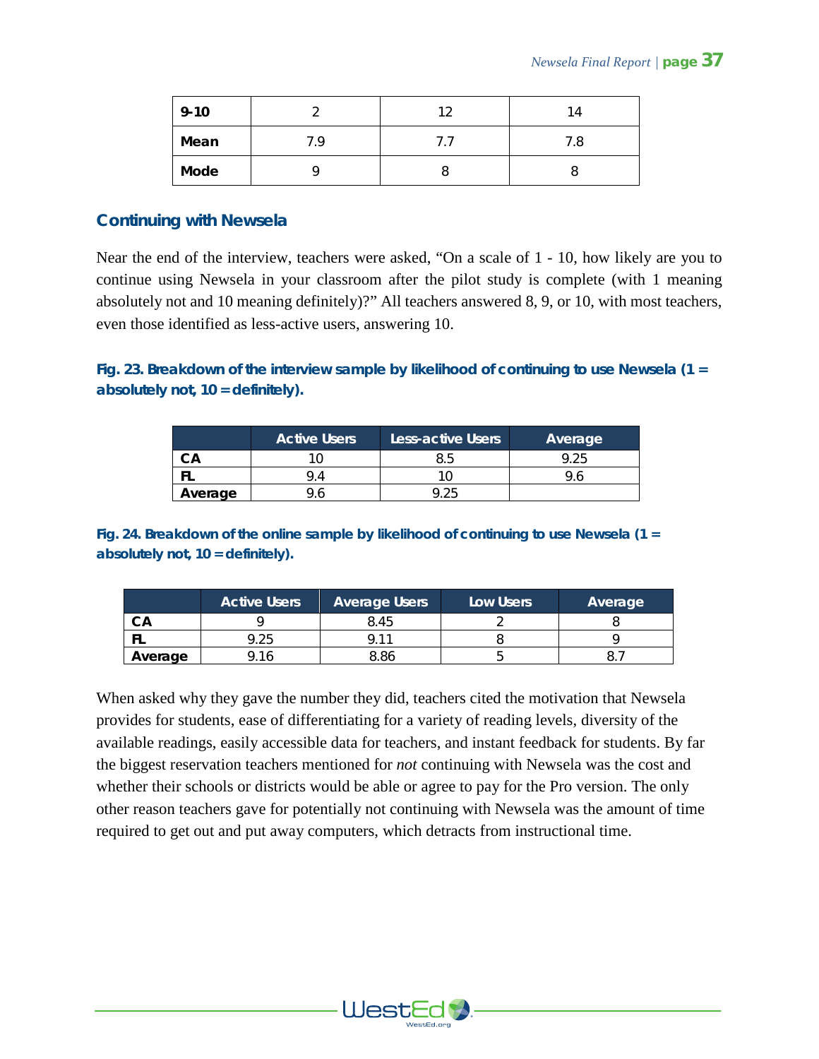| 9-10 | 2 | 12 | 14 |
|---|---|---|---|
| **Mean** | 7.9 | 7.7 | 7.8 |
| **Mode** | 9 | 8 | 8 |

## Continuing with Newsela

Near the end of the interview, teachers were asked, "On a scale of 1 - 10, how likely are you to continue using Newsela in your classroom after the pilot study is complete (with 1 meaning absolutely not and 10 meaning definitely)?" All teachers answered 8, 9, or 10, with most teachers, even those identified as less-active users, answering 10.

**Fig. 23. Breakdown of the interview sample by likelihood of continuing to use Newsela (1 = absolutely not, 10 = definitely).**

| | Active Users | Less-active Users | Average |
|---|---|---|---|
| **CA** | 10 | 8.5 | 9.25 |
| **FL** | 9.4 | 10 | 9.6 |
| **Average** | 9.6 | 9.25 | |

**Fig. 24. Breakdown of the online sample by likelihood of continuing to use Newsela (1 = absolutely not, 10 = definitely).**

| | Active Users | Average Users | Low Users | Average |
|---|---|---|---|---|
| **CA** | 9 | 8.45 | 2 | 8 |
| **FL** | 9.25 | 9.11 | 8 | 9 |
| **Average** | 9.16 | 8.86 | 5 | 8.7 |

When asked why they gave the number they did, teachers cited the motivation that Newsela provides for students, ease of differentiating for a variety of reading levels, diversity of the available readings, easily accessible data for teachers, and instant feedback for students. By far the biggest reservation teachers mentioned for *not* continuing with Newsela was the cost and whether their schools or districts would be able or agree to pay for the Pro version. The only other reason teachers gave for potentially not continuing with Newsela was the amount of time required to get out and put away computers, which detracts from instructional time.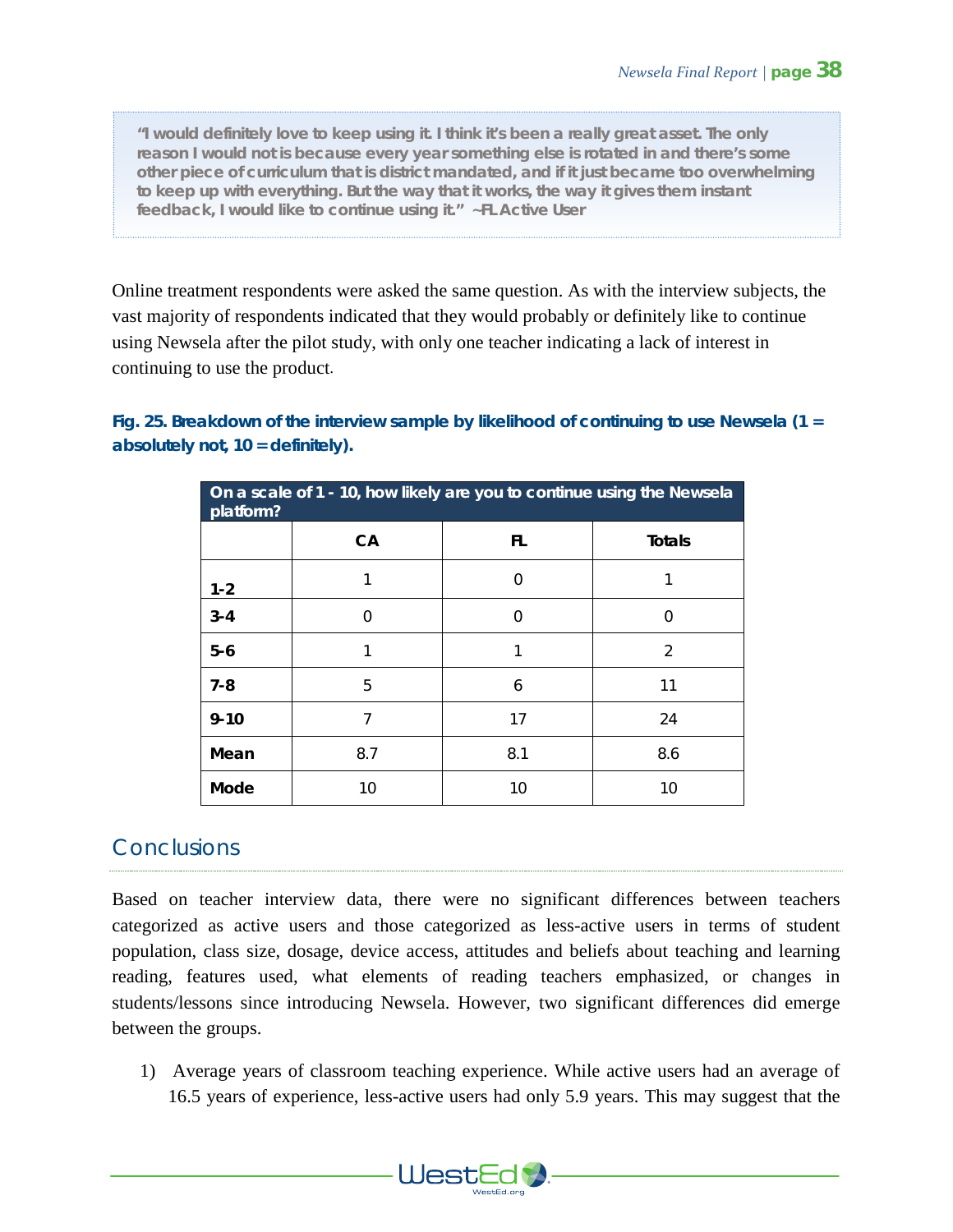> **"I would definitely love to keep using it. I think it's been a really great asset. The only reason I would not is because every year something else is rotated in and there's some other piece of curriculum that is district mandated, and if it just became too overwhelming to keep up with everything. But the way that it works, the way it gives them instant feedback, I would like to continue using it." ~FL Active User**

Online treatment respondents were asked the same question. As with the interview subjects, the vast majority of respondents indicated that they would probably or definitely like to continue using Newsela after the pilot study, with only one teacher indicating a lack of interest in continuing to use the product.

**Fig. 25. Breakdown of the interview sample by likelihood of continuing to use Newsela (1 = absolutely not, 10 = definitely).**

| On a scale of 1 - 10, how likely are you to continue using the Newsela platform? | | | |
|---|---|---|---|
| | CA | FL | Totals |
| **1-2** | 1 | 0 | 1 |
| **3-4** | 0 | 0 | 0 |
| **5-6** | 1 | 1 | 2 |
| **7-8** | 5 | 6 | 11 |
| **9-10** | 7 | 17 | 24 |
| **Mean** | 8.7 | 8.1 | 8.6 |
| **Mode** | 10 | 10 | 10 |

## Conclusions

Based on teacher interview data, there were no significant differences between teachers categorized as active users and those categorized as less-active users in terms of student population, class size, dosage, device access, attitudes and beliefs about teaching and learning reading, features used, what elements of reading teachers emphasized, or changes in students/lessons since introducing Newsela. However, two significant differences did emerge between the groups.

1) Average years of classroom teaching experience. While active users had an average of 16.5 years of experience, less-active users had only 5.9 years. This may suggest that the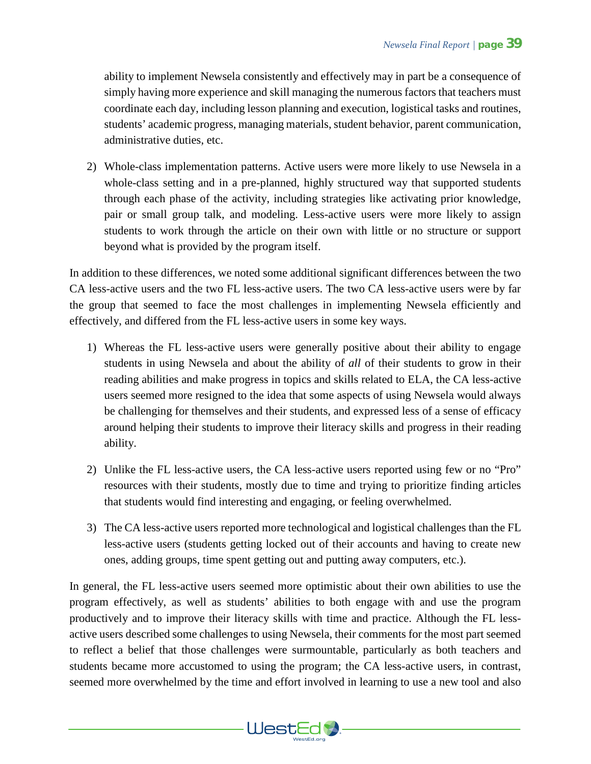ability to implement Newsela consistently and effectively may in part be a consequence of simply having more experience and skill managing the numerous factors that teachers must coordinate each day, including lesson planning and execution, logistical tasks and routines, students' academic progress, managing materials, student behavior, parent communication, administrative duties, etc.

2) Whole-class implementation patterns. Active users were more likely to use Newsela in a whole-class setting and in a pre-planned, highly structured way that supported students through each phase of the activity, including strategies like activating prior knowledge, pair or small group talk, and modeling. Less-active users were more likely to assign students to work through the article on their own with little or no structure or support beyond what is provided by the program itself.

In addition to these differences, we noted some additional significant differences between the two CA less-active users and the two FL less-active users. The two CA less-active users were by far the group that seemed to face the most challenges in implementing Newsela efficiently and effectively, and differed from the FL less-active users in some key ways.

1) Whereas the FL less-active users were generally positive about their ability to engage students in using Newsela and about the ability of *all* of their students to grow in their reading abilities and make progress in topics and skills related to ELA, the CA less-active users seemed more resigned to the idea that some aspects of using Newsela would always be challenging for themselves and their students, and expressed less of a sense of efficacy around helping their students to improve their literacy skills and progress in their reading ability.

2) Unlike the FL less-active users, the CA less-active users reported using few or no "Pro" resources with their students, mostly due to time and trying to prioritize finding articles that students would find interesting and engaging, or feeling overwhelmed.

3) The CA less-active users reported more technological and logistical challenges than the FL less-active users (students getting locked out of their accounts and having to create new ones, adding groups, time spent getting out and putting away computers, etc.).

In general, the FL less-active users seemed more optimistic about their own abilities to use the program effectively, as well as students' abilities to both engage with and use the program productively and to improve their literacy skills with time and practice. Although the FL less-active users described some challenges to using Newsela, their comments for the most part seemed to reflect a belief that those challenges were surmountable, particularly as both teachers and students became more accustomed to using the program; the CA less-active users, in contrast, seemed more overwhelmed by the time and effort involved in learning to use a new tool and also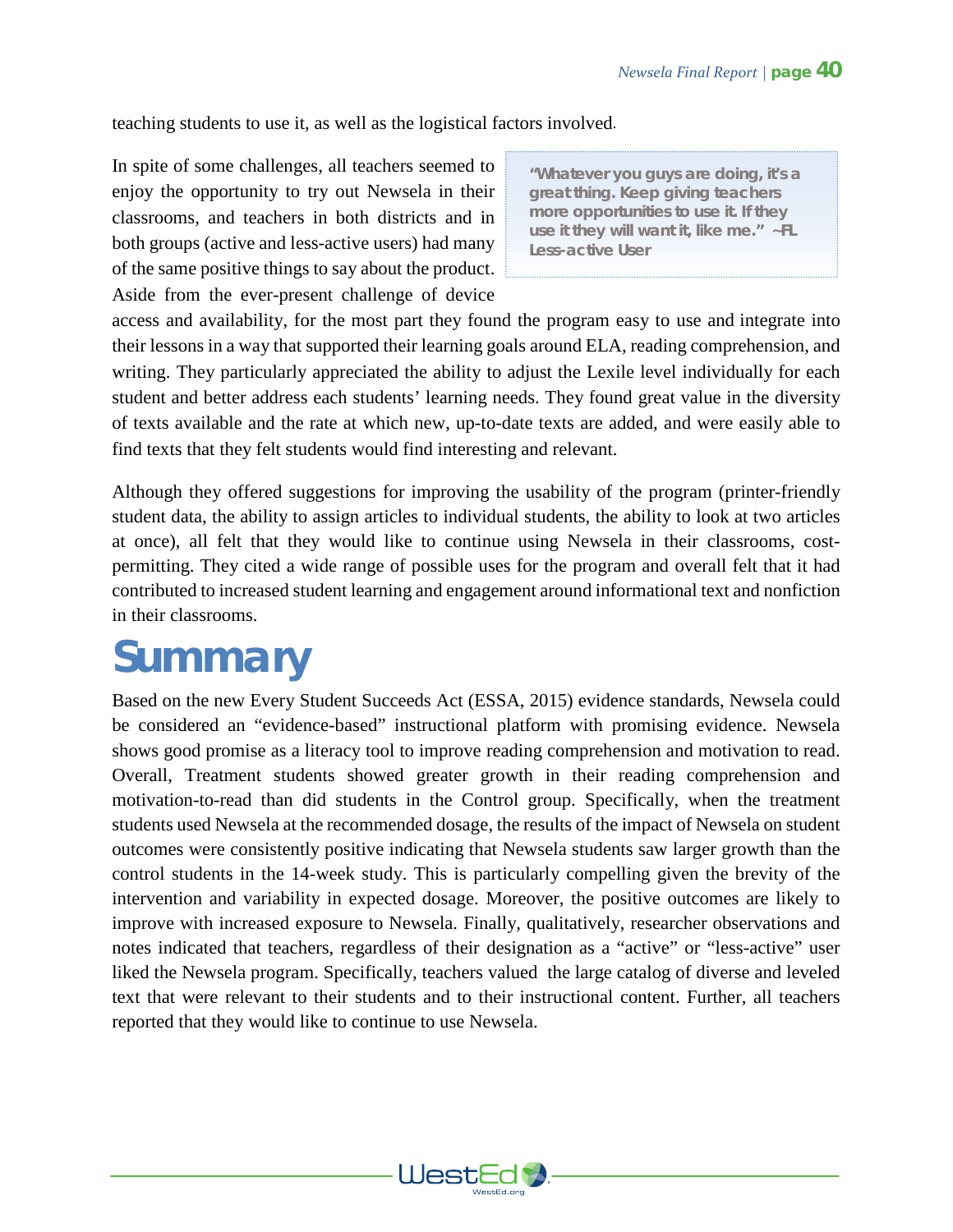teaching students to use it, as well as the logistical factors involved.

In spite of some challenges, all teachers seemed to enjoy the opportunity to try out Newsela in their classrooms, and teachers in both districts and in both groups (active and less-active users) had many of the same positive things to say about the product. Aside from the ever-present challenge of device access and availability, for the most part they found the program easy to use and integrate into their lessons in a way that supported their learning goals around ELA, reading comprehension, and writing. They particularly appreciated the ability to adjust the Lexile level individually for each student and better address each students' learning needs. They found great value in the diversity of texts available and the rate at which new, up-to-date texts are added, and were easily able to find texts that they felt students would find interesting and relevant.

> **"Whatever you guys are doing, it's a great thing. Keep giving teachers more opportunities to use it. If they use it they will want it, like me." ~FL Less-active User**

Although they offered suggestions for improving the usability of the program (printer-friendly student data, the ability to assign articles to individual students, the ability to look at two articles at once), all felt that they would like to continue using Newsela in their classrooms, cost-permitting. They cited a wide range of possible uses for the program and overall felt that it had contributed to increased student learning and engagement around informational text and nonfiction in their classrooms.

# Summary

Based on the new Every Student Succeeds Act (ESSA, 2015) evidence standards, Newsela could be considered an "evidence-based" instructional platform with promising evidence. Newsela shows good promise as a literacy tool to improve reading comprehension and motivation to read. Overall, Treatment students showed greater growth in their reading comprehension and motivation-to-read than did students in the Control group. Specifically, when the treatment students used Newsela at the recommended dosage, the results of the impact of Newsela on student outcomes were consistently positive indicating that Newsela students saw larger growth than the control students in the 14-week study. This is particularly compelling given the brevity of the intervention and variability in expected dosage. Moreover, the positive outcomes are likely to improve with increased exposure to Newsela. Finally, qualitatively, researcher observations and notes indicated that teachers, regardless of their designation as a "active" or "less-active" user liked the Newsela program. Specifically, teachers valued the large catalog of diverse and leveled text that were relevant to their students and to their instructional content. Further, all teachers reported that they would like to continue to use Newsela.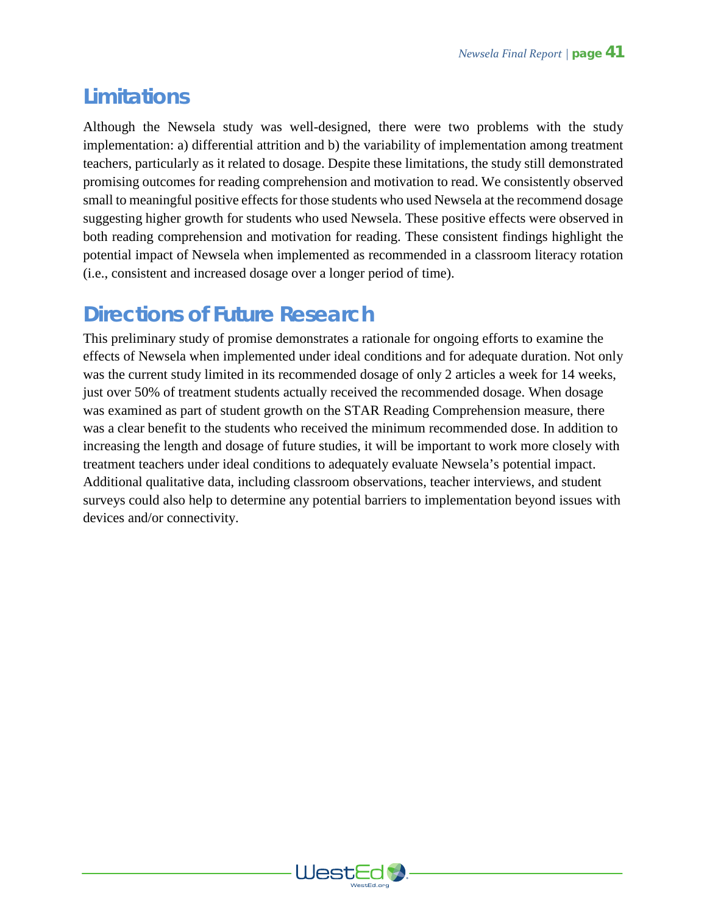## Limitations

Although the Newsela study was well-designed, there were two problems with the study implementation: a) differential attrition and b) the variability of implementation among treatment teachers, particularly as it related to dosage. Despite these limitations, the study still demonstrated promising outcomes for reading comprehension and motivation to read. We consistently observed small to meaningful positive effects for those students who used Newsela at the recommend dosage suggesting higher growth for students who used Newsela. These positive effects were observed in both reading comprehension and motivation for reading. These consistent findings highlight the potential impact of Newsela when implemented as recommended in a classroom literacy rotation (i.e., consistent and increased dosage over a longer period of time).

## Directions of Future Research

This preliminary study of promise demonstrates a rationale for ongoing efforts to examine the effects of Newsela when implemented under ideal conditions and for adequate duration. Not only was the current study limited in its recommended dosage of only 2 articles a week for 14 weeks, just over 50% of treatment students actually received the recommended dosage. When dosage was examined as part of student growth on the STAR Reading Comprehension measure, there was a clear benefit to the students who received the minimum recommended dose. In addition to increasing the length and dosage of future studies, it will be important to work more closely with treatment teachers under ideal conditions to adequately evaluate Newsela's potential impact. Additional qualitative data, including classroom observations, teacher interviews, and student surveys could also help to determine any potential barriers to implementation beyond issues with devices and/or connectivity.